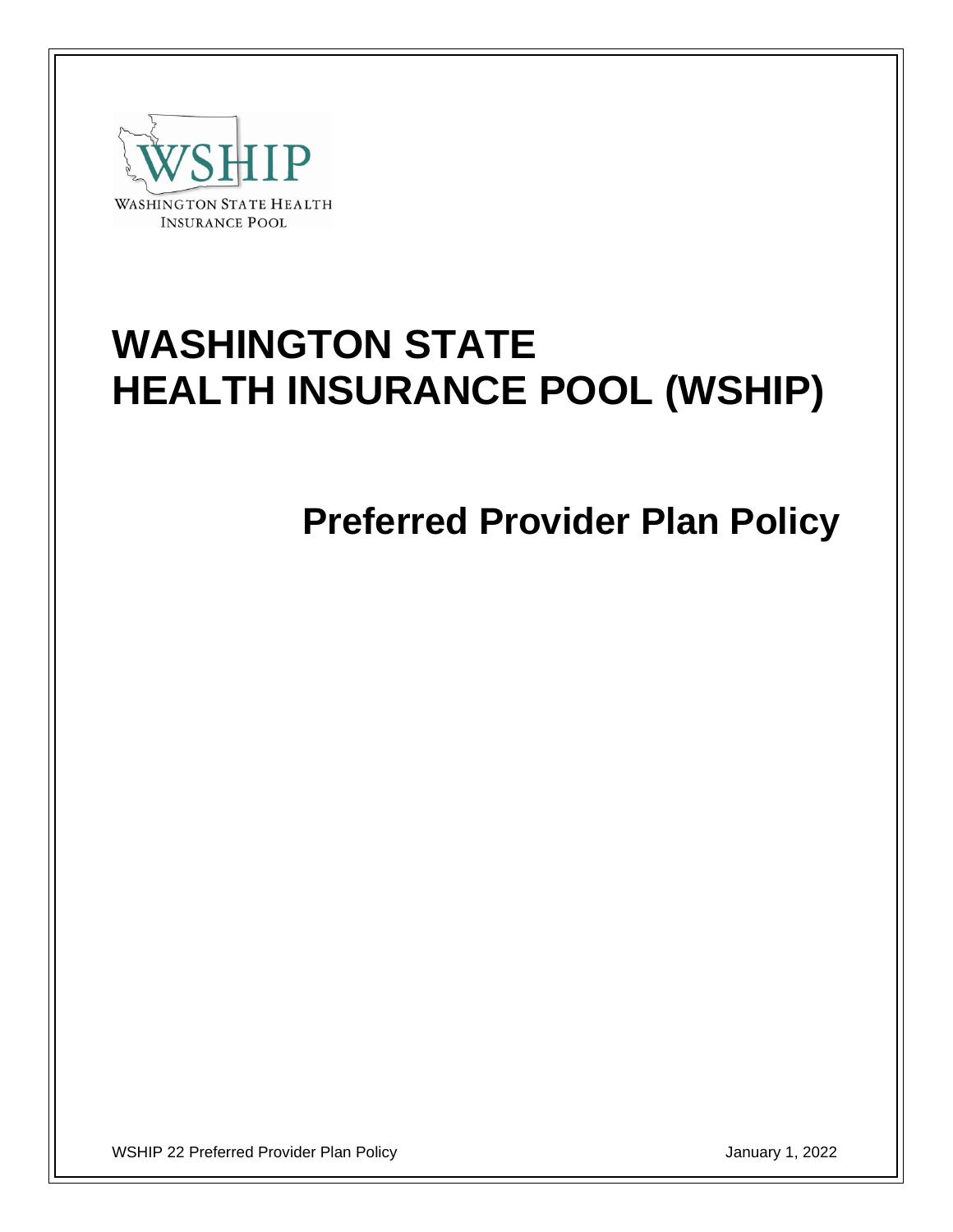WSHIP

WASHINGTON STATE HEALTH INSURANCE POOL

# WASHINGTON STATE HEALTH INSURANCE POOL (WSHIP)

## Preferred Provider Plan Policy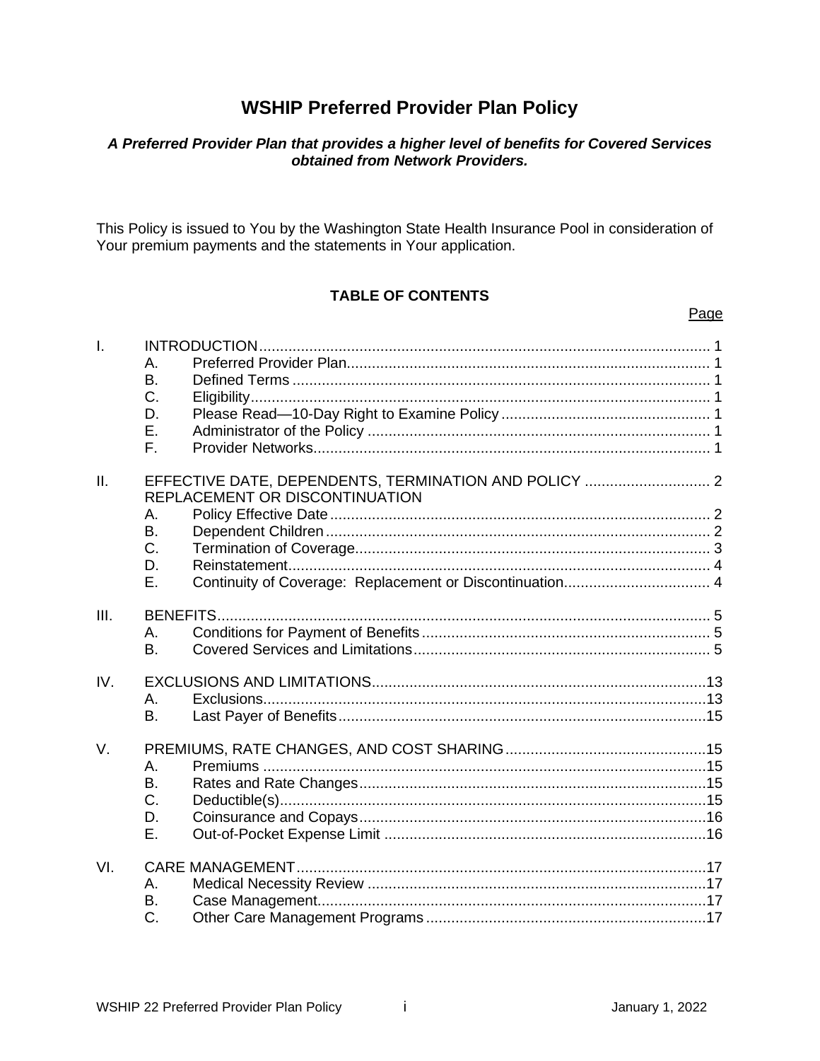# WSHIP Preferred Provider Plan Policy

***A Preferred Provider Plan that provides a higher level of benefits for Covered Services obtained from Network Providers.***

This Policy is issued to You by the Washington State Health Insurance Pool in consideration of Your premium payments and the statements in Your application.

## TABLE OF CONTENTS

| | | | Page |
|---|---|---|---|
| I. | INTRODUCTION | | 1 |
| | A. | Preferred Provider Plan | 1 |
| | B. | Defined Terms | 1 |
| | C. | Eligibility | 1 |
| | D. | Please Read—10-Day Right to Examine Policy | 1 |
| | E. | Administrator of the Policy | 1 |
| | F. | Provider Networks | 1 |
| II. | EFFECTIVE DATE, DEPENDENTS, TERMINATION AND POLICY REPLACEMENT OR DISCONTINUATION | | 2 |
| | A. | Policy Effective Date | 2 |
| | B. | Dependent Children | 2 |
| | C. | Termination of Coverage | 3 |
| | D. | Reinstatement | 4 |
| | E. | Continuity of Coverage: Replacement or Discontinuation | 4 |
| III. | BENEFITS | | 5 |
| | A. | Conditions for Payment of Benefits | 5 |
| | B. | Covered Services and Limitations | 5 |
| IV. | EXCLUSIONS AND LIMITATIONS | | 13 |
| | A. | Exclusions | 13 |
| | B. | Last Payer of Benefits | 15 |
| V. | PREMIUMS, RATE CHANGES, AND COST SHARING | | 15 |
| | A. | Premiums | 15 |
| | B. | Rates and Rate Changes | 15 |
| | C. | Deductible(s) | 15 |
| | D. | Coinsurance and Copays | 16 |
| | E. | Out-of-Pocket Expense Limit | 16 |
| VI. | CARE MANAGEMENT | | 17 |
| | A. | Medical Necessity Review | 17 |
| | B. | Case Management | 17 |
| | C. | Other Care Management Programs | 17 |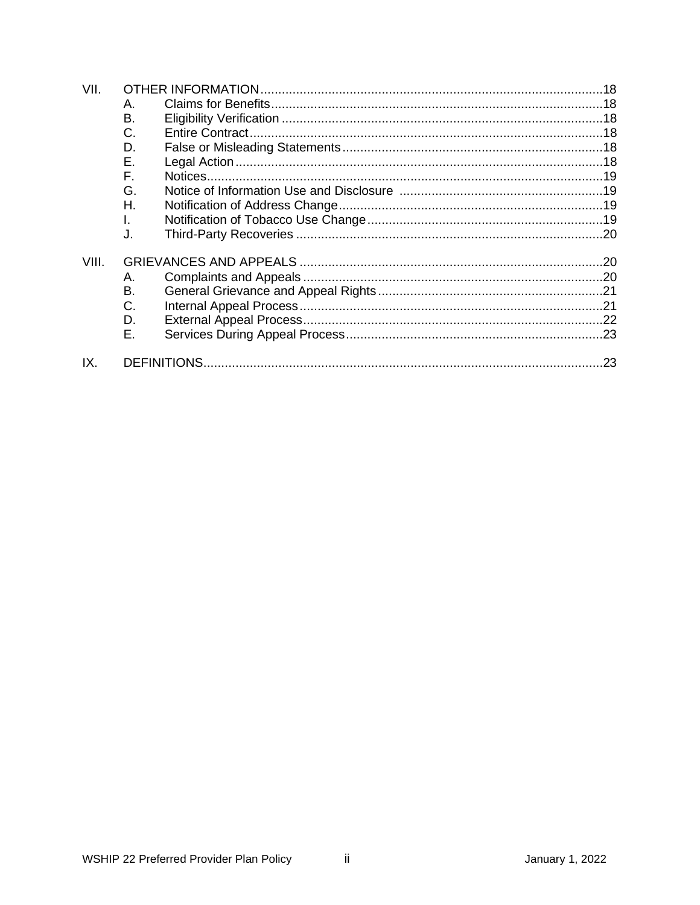VII. OTHER INFORMATION ............ 18
- A. Claims for Benefits ............ 18
- B. Eligibility Verification ............ 18
- C. Entire Contract ............ 18
- D. False or Misleading Statements ............ 18
- E. Legal Action ............ 18
- F. Notices ............ 19
- G. Notice of Information Use and Disclosure ............ 19
- H. Notification of Address Change ............ 19
- I. Notification of Tobacco Use Change ............ 19
- J. Third-Party Recoveries ............ 20

VIII. GRIEVANCES AND APPEALS ............ 20
- A. Complaints and Appeals ............ 20
- B. General Grievance and Appeal Rights ............ 21
- C. Internal Appeal Process ............ 21
- D. External Appeal Process ............ 22
- E. Services During Appeal Process ............ 23

IX. DEFINITIONS ............ 23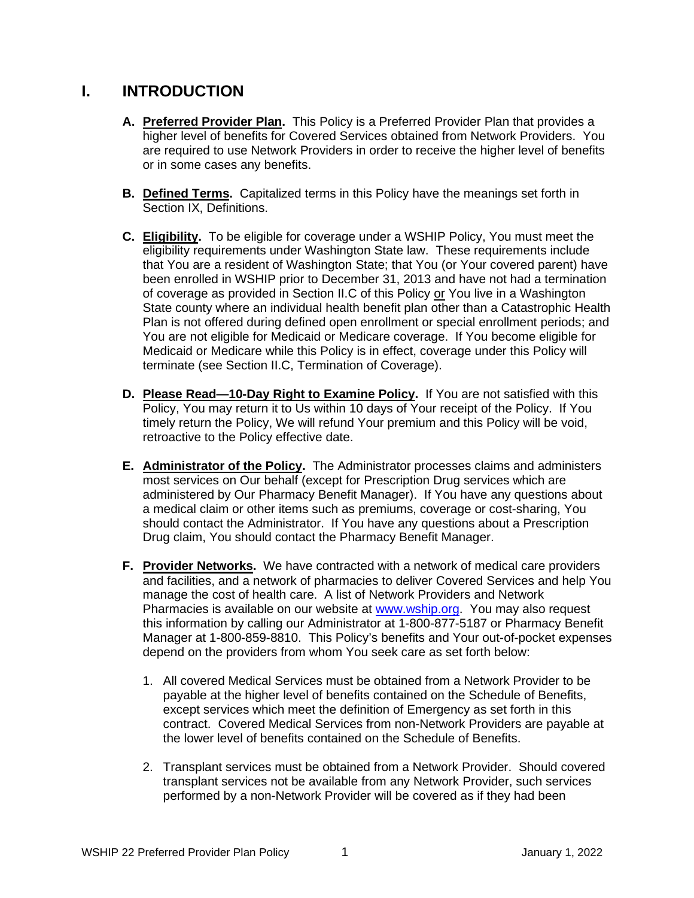# I. INTRODUCTION

**A. Preferred Provider Plan.** This Policy is a Preferred Provider Plan that provides a higher level of benefits for Covered Services obtained from Network Providers. You are required to use Network Providers in order to receive the higher level of benefits or in some cases any benefits.

**B. Defined Terms.** Capitalized terms in this Policy have the meanings set forth in Section IX, Definitions.

**C. Eligibility.** To be eligible for coverage under a WSHIP Policy, You must meet the eligibility requirements under Washington State law. These requirements include that You are a resident of Washington State; that You (or Your covered parent) have been enrolled in WSHIP prior to December 31, 2013 and have not had a termination of coverage as provided in Section II.C of this Policy or You live in a Washington State county where an individual health benefit plan other than a Catastrophic Health Plan is not offered during defined open enrollment or special enrollment periods; and You are not eligible for Medicaid or Medicare coverage. If You become eligible for Medicaid or Medicare while this Policy is in effect, coverage under this Policy will terminate (see Section II.C, Termination of Coverage).

**D. Please Read—10-Day Right to Examine Policy.** If You are not satisfied with this Policy, You may return it to Us within 10 days of Your receipt of the Policy. If You timely return the Policy, We will refund Your premium and this Policy will be void, retroactive to the Policy effective date.

**E. Administrator of the Policy.** The Administrator processes claims and administers most services on Our behalf (except for Prescription Drug services which are administered by Our Pharmacy Benefit Manager). If You have any questions about a medical claim or other items such as premiums, coverage or cost-sharing, You should contact the Administrator. If You have any questions about a Prescription Drug claim, You should contact the Pharmacy Benefit Manager.

**F. Provider Networks.** We have contracted with a network of medical care providers and facilities, and a network of pharmacies to deliver Covered Services and help You manage the cost of health care. A list of Network Providers and Network Pharmacies is available on our website at www.wship.org. You may also request this information by calling our Administrator at 1-800-877-5187 or Pharmacy Benefit Manager at 1-800-859-8810. This Policy's benefits and Your out-of-pocket expenses depend on the providers from whom You seek care as set forth below:

1. All covered Medical Services must be obtained from a Network Provider to be payable at the higher level of benefits contained on the Schedule of Benefits, except services which meet the definition of Emergency as set forth in this contract. Covered Medical Services from non-Network Providers are payable at the lower level of benefits contained on the Schedule of Benefits.

2. Transplant services must be obtained from a Network Provider. Should covered transplant services not be available from any Network Provider, such services performed by a non-Network Provider will be covered as if they had been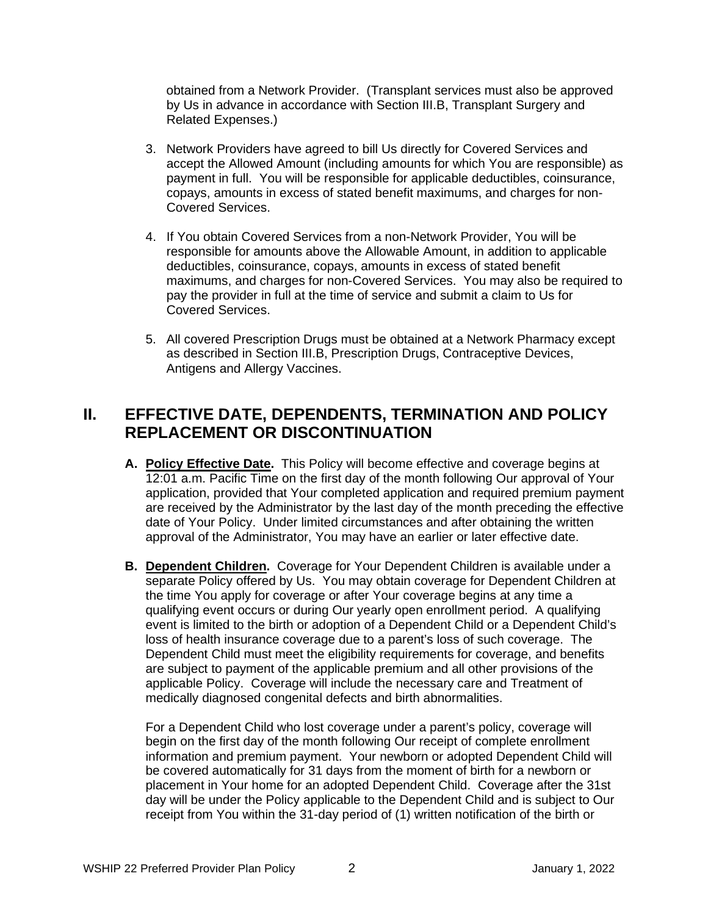obtained from a Network Provider. (Transplant services must also be approved by Us in advance in accordance with Section III.B, Transplant Surgery and Related Expenses.)

3. Network Providers have agreed to bill Us directly for Covered Services and accept the Allowed Amount (including amounts for which You are responsible) as payment in full. You will be responsible for applicable deductibles, coinsurance, copays, amounts in excess of stated benefit maximums, and charges for non-Covered Services.

4. If You obtain Covered Services from a non-Network Provider, You will be responsible for amounts above the Allowable Amount, in addition to applicable deductibles, coinsurance, copays, amounts in excess of stated benefit maximums, and charges for non-Covered Services. You may also be required to pay the provider in full at the time of service and submit a claim to Us for Covered Services.

5. All covered Prescription Drugs must be obtained at a Network Pharmacy except as described in Section III.B, Prescription Drugs, Contraceptive Devices, Antigens and Allergy Vaccines.

## II. EFFECTIVE DATE, DEPENDENTS, TERMINATION AND POLICY REPLACEMENT OR DISCONTINUATION

**A. Policy Effective Date.** This Policy will become effective and coverage begins at 12:01 a.m. Pacific Time on the first day of the month following Our approval of Your application, provided that Your completed application and required premium payment are received by the Administrator by the last day of the month preceding the effective date of Your Policy. Under limited circumstances and after obtaining the written approval of the Administrator, You may have an earlier or later effective date.

**B. Dependent Children.** Coverage for Your Dependent Children is available under a separate Policy offered by Us. You may obtain coverage for Dependent Children at the time You apply for coverage or after Your coverage begins at any time a qualifying event occurs or during Our yearly open enrollment period. A qualifying event is limited to the birth or adoption of a Dependent Child or a Dependent Child's loss of health insurance coverage due to a parent's loss of such coverage. The Dependent Child must meet the eligibility requirements for coverage, and benefits are subject to payment of the applicable premium and all other provisions of the applicable Policy. Coverage will include the necessary care and Treatment of medically diagnosed congenital defects and birth abnormalities.

For a Dependent Child who lost coverage under a parent's policy, coverage will begin on the first day of the month following Our receipt of complete enrollment information and premium payment. Your newborn or adopted Dependent Child will be covered automatically for 31 days from the moment of birth for a newborn or placement in Your home for an adopted Dependent Child. Coverage after the 31st day will be under the Policy applicable to the Dependent Child and is subject to Our receipt from You within the 31-day period of (1) written notification of the birth or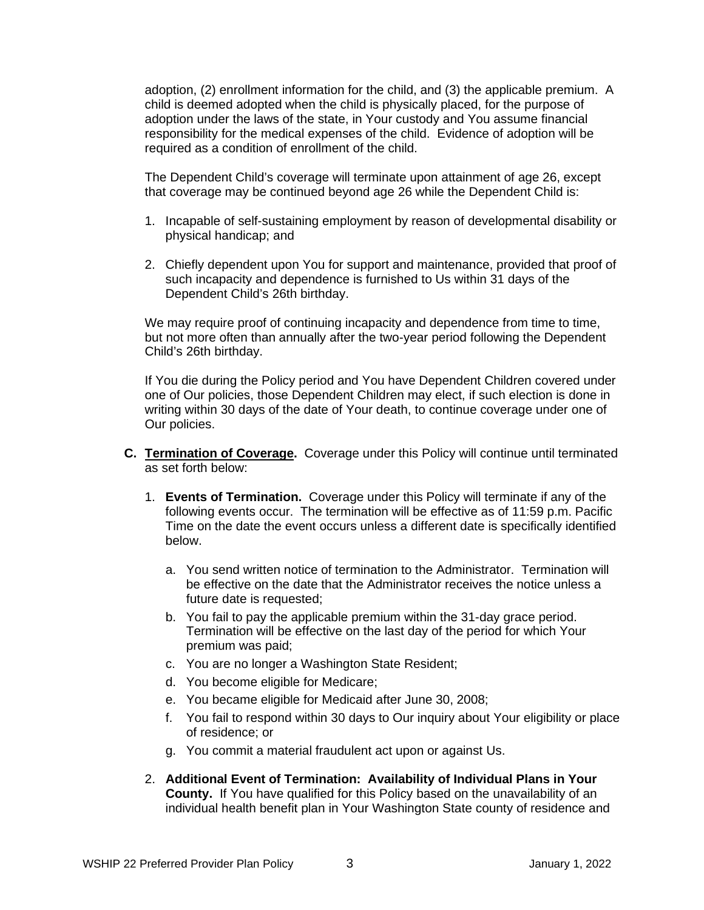adoption, (2) enrollment information for the child, and (3) the applicable premium. A child is deemed adopted when the child is physically placed, for the purpose of adoption under the laws of the state, in Your custody and You assume financial responsibility for the medical expenses of the child. Evidence of adoption will be required as a condition of enrollment of the child.

The Dependent Child's coverage will terminate upon attainment of age 26, except that coverage may be continued beyond age 26 while the Dependent Child is:

1. Incapable of self-sustaining employment by reason of developmental disability or physical handicap; and
2. Chiefly dependent upon You for support and maintenance, provided that proof of such incapacity and dependence is furnished to Us within 31 days of the Dependent Child's 26th birthday.

We may require proof of continuing incapacity and dependence from time to time, but not more often than annually after the two-year period following the Dependent Child's 26th birthday.

If You die during the Policy period and You have Dependent Children covered under one of Our policies, those Dependent Children may elect, if such election is done in writing within 30 days of the date of Your death, to continue coverage under one of Our policies.

**C. <u>Termination of Coverage</u>.** Coverage under this Policy will continue until terminated as set forth below:

1. **Events of Termination.** Coverage under this Policy will terminate if any of the following events occur. The termination will be effective as of 11:59 p.m. Pacific Time on the date the event occurs unless a different date is specifically identified below.

   a. You send written notice of termination to the Administrator. Termination will be effective on the date that the Administrator receives the notice unless a future date is requested;

   b. You fail to pay the applicable premium within the 31-day grace period. Termination will be effective on the last day of the period for which Your premium was paid;

   c. You are no longer a Washington State Resident;

   d. You become eligible for Medicare;

   e. You became eligible for Medicaid after June 30, 2008;

   f. You fail to respond within 30 days to Our inquiry about Your eligibility or place of residence; or

   g. You commit a material fraudulent act upon or against Us.

2. **Additional Event of Termination: Availability of Individual Plans in Your County.** If You have qualified for this Policy based on the unavailability of an individual health benefit plan in Your Washington State county of residence and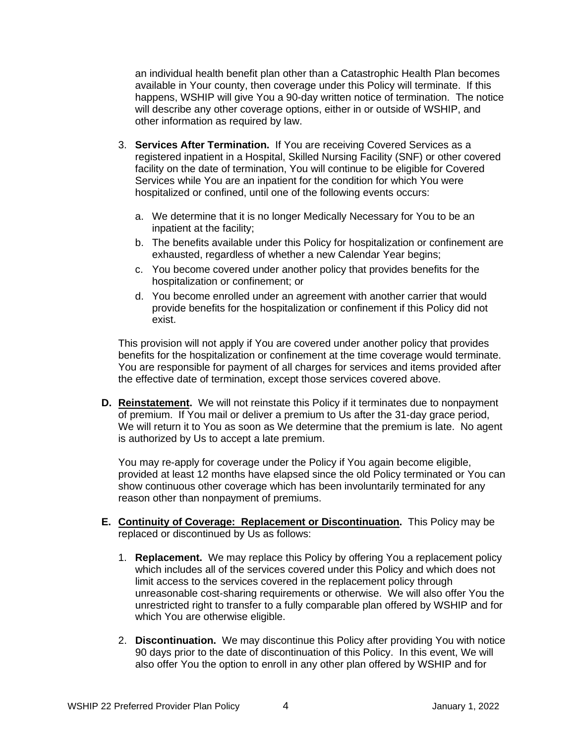an individual health benefit plan other than a Catastrophic Health Plan becomes available in Your county, then coverage under this Policy will terminate. If this happens, WSHIP will give You a 90-day written notice of termination. The notice will describe any other coverage options, either in or outside of WSHIP, and other information as required by law.

3. **Services After Termination.** If You are receiving Covered Services as a registered inpatient in a Hospital, Skilled Nursing Facility (SNF) or other covered facility on the date of termination, You will continue to be eligible for Covered Services while You are an inpatient for the condition for which You were hospitalized or confined, until one of the following events occurs:

   a. We determine that it is no longer Medically Necessary for You to be an inpatient at the facility;
   b. The benefits available under this Policy for hospitalization or confinement are exhausted, regardless of whether a new Calendar Year begins;
   c. You become covered under another policy that provides benefits for the hospitalization or confinement; or
   d. You become enrolled under an agreement with another carrier that would provide benefits for the hospitalization or confinement if this Policy did not exist.

This provision will not apply if You are covered under another policy that provides benefits for the hospitalization or confinement at the time coverage would terminate. You are responsible for payment of all charges for services and items provided after the effective date of termination, except those services covered above.

**D. <u>Reinstatement</u>.** We will not reinstate this Policy if it terminates due to nonpayment of premium. If You mail or deliver a premium to Us after the 31-day grace period, We will return it to You as soon as We determine that the premium is late. No agent is authorized by Us to accept a late premium.

You may re-apply for coverage under the Policy if You again become eligible, provided at least 12 months have elapsed since the old Policy terminated or You can show continuous other coverage which has been involuntarily terminated for any reason other than nonpayment of premiums.

**E. <u>Continuity of Coverage: Replacement or Discontinuation</u>.** This Policy may be replaced or discontinued by Us as follows:

1. **Replacement.** We may replace this Policy by offering You a replacement policy which includes all of the services covered under this Policy and which does not limit access to the services covered in the replacement policy through unreasonable cost-sharing requirements or otherwise. We will also offer You the unrestricted right to transfer to a fully comparable plan offered by WSHIP and for which You are otherwise eligible.

2. **Discontinuation.** We may discontinue this Policy after providing You with notice 90 days prior to the date of discontinuation of this Policy. In this event, We will also offer You the option to enroll in any other plan offered by WSHIP and for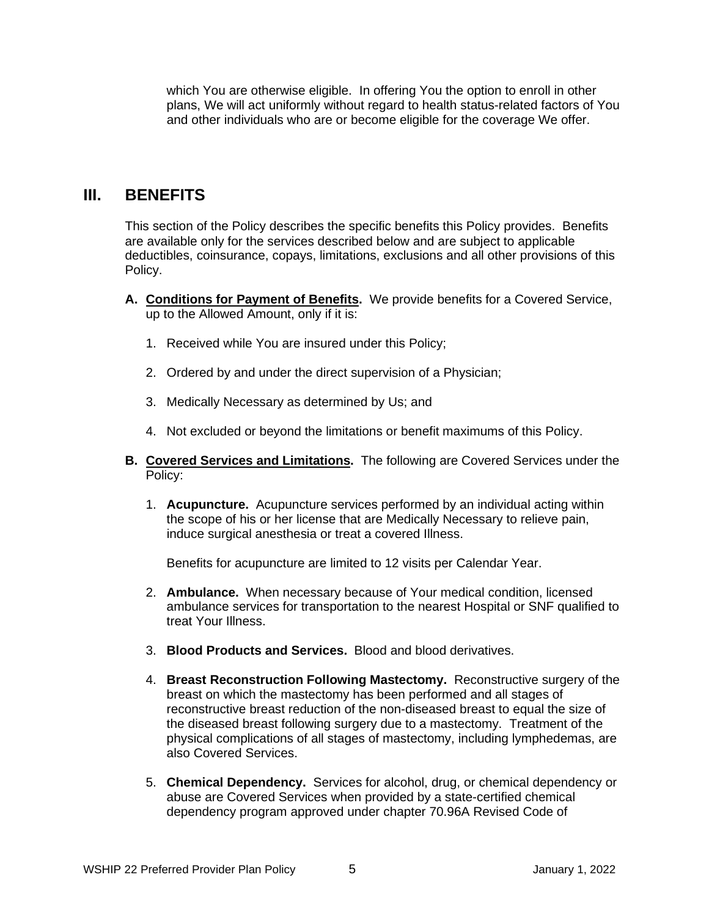which You are otherwise eligible. In offering You the option to enroll in other plans, We will act uniformly without regard to health status-related factors of You and other individuals who are or become eligible for the coverage We offer.

## III. BENEFITS

This section of the Policy describes the specific benefits this Policy provides. Benefits are available only for the services described below and are subject to applicable deductibles, coinsurance, copays, limitations, exclusions and all other provisions of this Policy.

**A. <u>Conditions for Payment of Benefits</u>.** We provide benefits for a Covered Service, up to the Allowed Amount, only if it is:

1. Received while You are insured under this Policy;
2. Ordered by and under the direct supervision of a Physician;
3. Medically Necessary as determined by Us; and
4. Not excluded or beyond the limitations or benefit maximums of this Policy.

**B. <u>Covered Services and Limitations</u>.** The following are Covered Services under the Policy:

1. **Acupuncture.** Acupuncture services performed by an individual acting within the scope of his or her license that are Medically Necessary to relieve pain, induce surgical anesthesia or treat a covered Illness.

   Benefits for acupuncture are limited to 12 visits per Calendar Year.

2. **Ambulance.** When necessary because of Your medical condition, licensed ambulance services for transportation to the nearest Hospital or SNF qualified to treat Your Illness.

3. **Blood Products and Services.** Blood and blood derivatives.

4. **Breast Reconstruction Following Mastectomy.** Reconstructive surgery of the breast on which the mastectomy has been performed and all stages of reconstructive breast reduction of the non-diseased breast to equal the size of the diseased breast following surgery due to a mastectomy. Treatment of the physical complications of all stages of mastectomy, including lymphedemas, are also Covered Services.

5. **Chemical Dependency.** Services for alcohol, drug, or chemical dependency or abuse are Covered Services when provided by a state-certified chemical dependency program approved under chapter 70.96A Revised Code of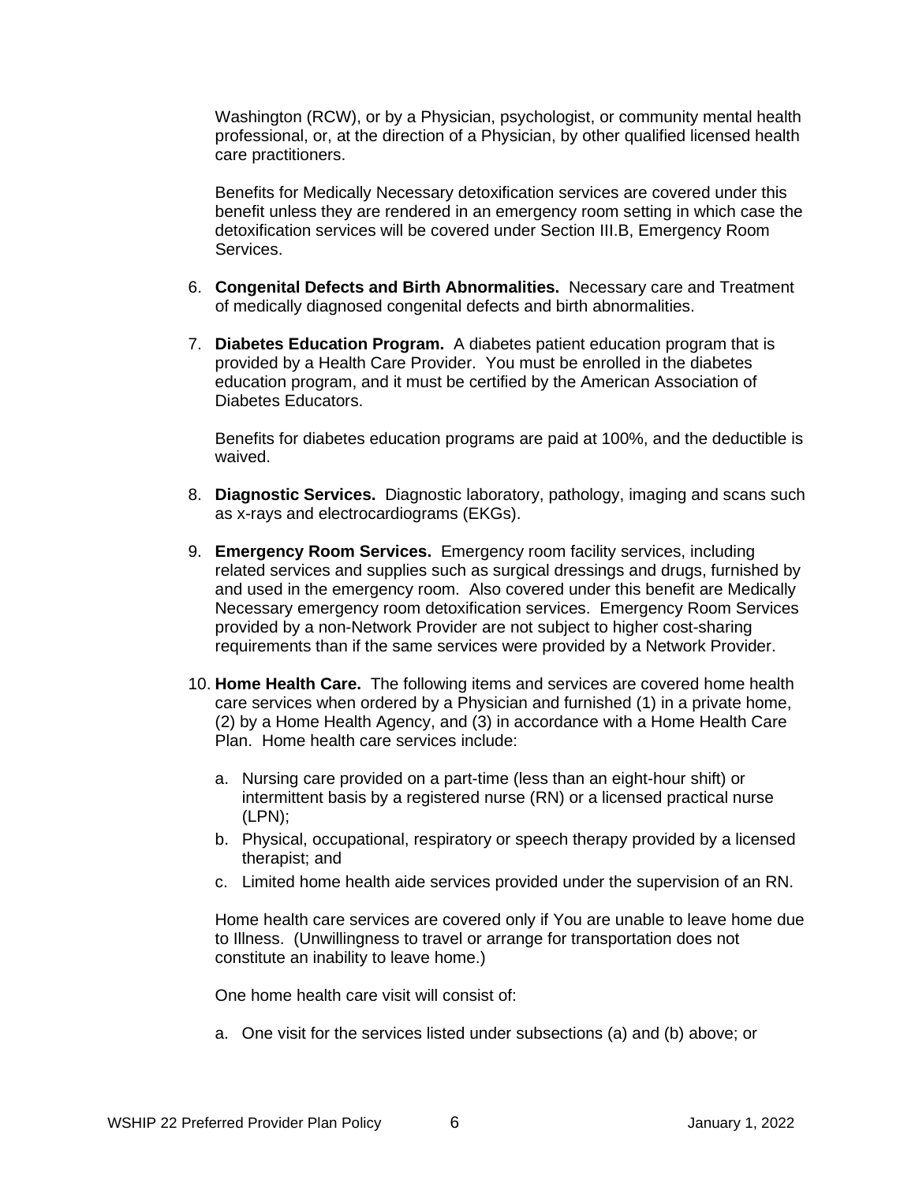Washington (RCW), or by a Physician, psychologist, or community mental health professional, or, at the direction of a Physician, by other qualified licensed health care practitioners.

Benefits for Medically Necessary detoxification services are covered under this benefit unless they are rendered in an emergency room setting in which case the detoxification services will be covered under Section III.B, Emergency Room Services.

6. **Congenital Defects and Birth Abnormalities.** Necessary care and Treatment of medically diagnosed congenital defects and birth abnormalities.

7. **Diabetes Education Program.** A diabetes patient education program that is provided by a Health Care Provider. You must be enrolled in the diabetes education program, and it must be certified by the American Association of Diabetes Educators.

   Benefits for diabetes education programs are paid at 100%, and the deductible is waived.

8. **Diagnostic Services.** Diagnostic laboratory, pathology, imaging and scans such as x-rays and electrocardiograms (EKGs).

9. **Emergency Room Services.** Emergency room facility services, including related services and supplies such as surgical dressings and drugs, furnished by and used in the emergency room. Also covered under this benefit are Medically Necessary emergency room detoxification services. Emergency Room Services provided by a non-Network Provider are not subject to higher cost-sharing requirements than if the same services were provided by a Network Provider.

10. **Home Health Care.** The following items and services are covered home health care services when ordered by a Physician and furnished (1) in a private home, (2) by a Home Health Agency, and (3) in accordance with a Home Health Care Plan. Home health care services include:

    a. Nursing care provided on a part-time (less than an eight-hour shift) or intermittent basis by a registered nurse (RN) or a licensed practical nurse (LPN);
    b. Physical, occupational, respiratory or speech therapy provided by a licensed therapist; and
    c. Limited home health aide services provided under the supervision of an RN.

    Home health care services are covered only if You are unable to leave home due to Illness. (Unwillingness to travel or arrange for transportation does not constitute an inability to leave home.)

    One home health care visit will consist of:

    a. One visit for the services listed under subsections (a) and (b) above; or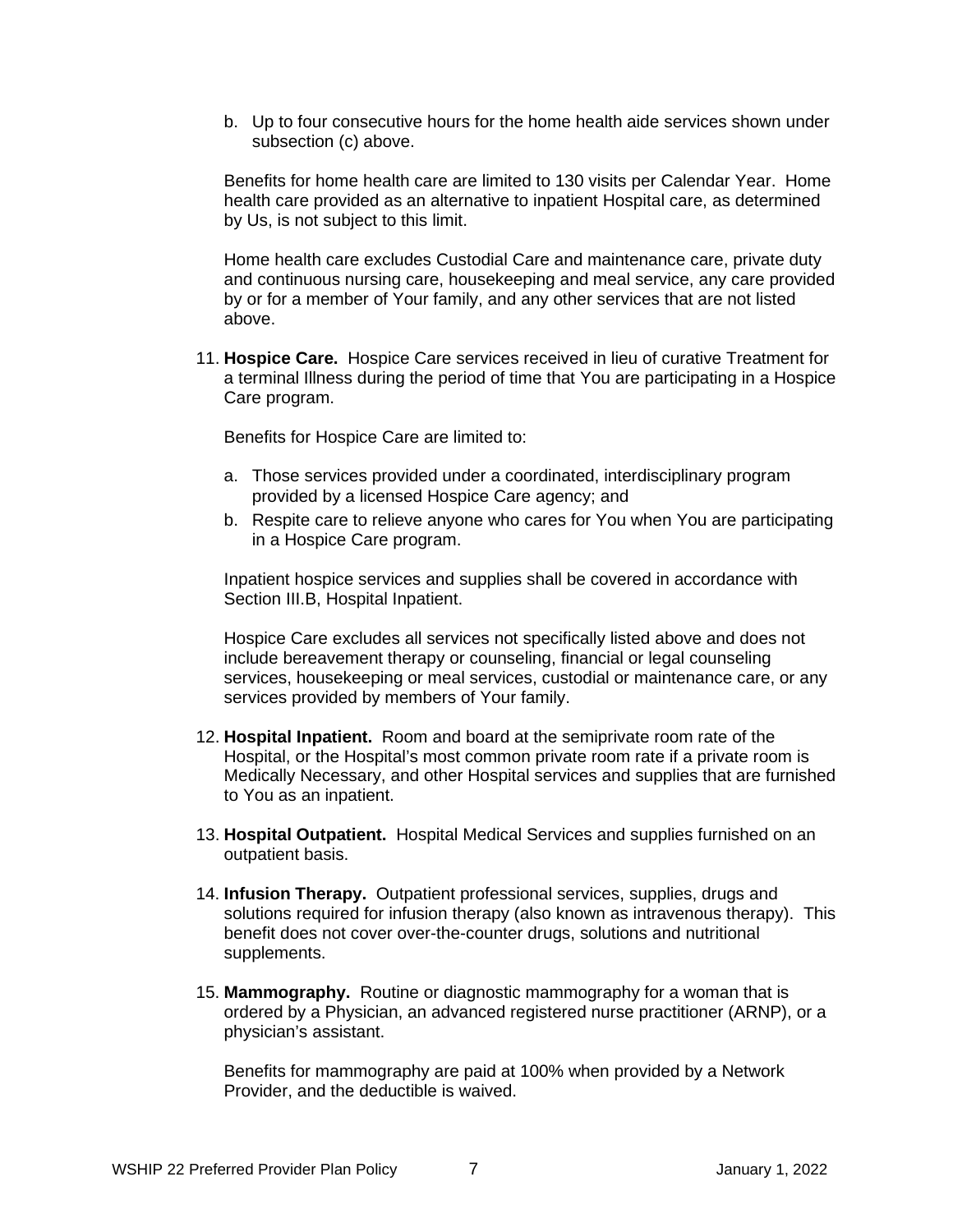b. Up to four consecutive hours for the home health aide services shown under subsection (c) above.

   Benefits for home health care are limited to 130 visits per Calendar Year. Home health care provided as an alternative to inpatient Hospital care, as determined by Us, is not subject to this limit.

   Home health care excludes Custodial Care and maintenance care, private duty and continuous nursing care, housekeeping and meal service, any care provided by or for a member of Your family, and any other services that are not listed above.

11. **Hospice Care.** Hospice Care services received in lieu of curative Treatment for a terminal Illness during the period of time that You are participating in a Hospice Care program.

    Benefits for Hospice Care are limited to:

    a. Those services provided under a coordinated, interdisciplinary program provided by a licensed Hospice Care agency; and
    b. Respite care to relieve anyone who cares for You when You are participating in a Hospice Care program.

    Inpatient hospice services and supplies shall be covered in accordance with Section III.B, Hospital Inpatient.

    Hospice Care excludes all services not specifically listed above and does not include bereavement therapy or counseling, financial or legal counseling services, housekeeping or meal services, custodial or maintenance care, or any services provided by members of Your family.

12. **Hospital Inpatient.** Room and board at the semiprivate room rate of the Hospital, or the Hospital's most common private room rate if a private room is Medically Necessary, and other Hospital services and supplies that are furnished to You as an inpatient.

13. **Hospital Outpatient.** Hospital Medical Services and supplies furnished on an outpatient basis.

14. **Infusion Therapy.** Outpatient professional services, supplies, drugs and solutions required for infusion therapy (also known as intravenous therapy). This benefit does not cover over-the-counter drugs, solutions and nutritional supplements.

15. **Mammography.** Routine or diagnostic mammography for a woman that is ordered by a Physician, an advanced registered nurse practitioner (ARNP), or a physician's assistant.

    Benefits for mammography are paid at 100% when provided by a Network Provider, and the deductible is waived.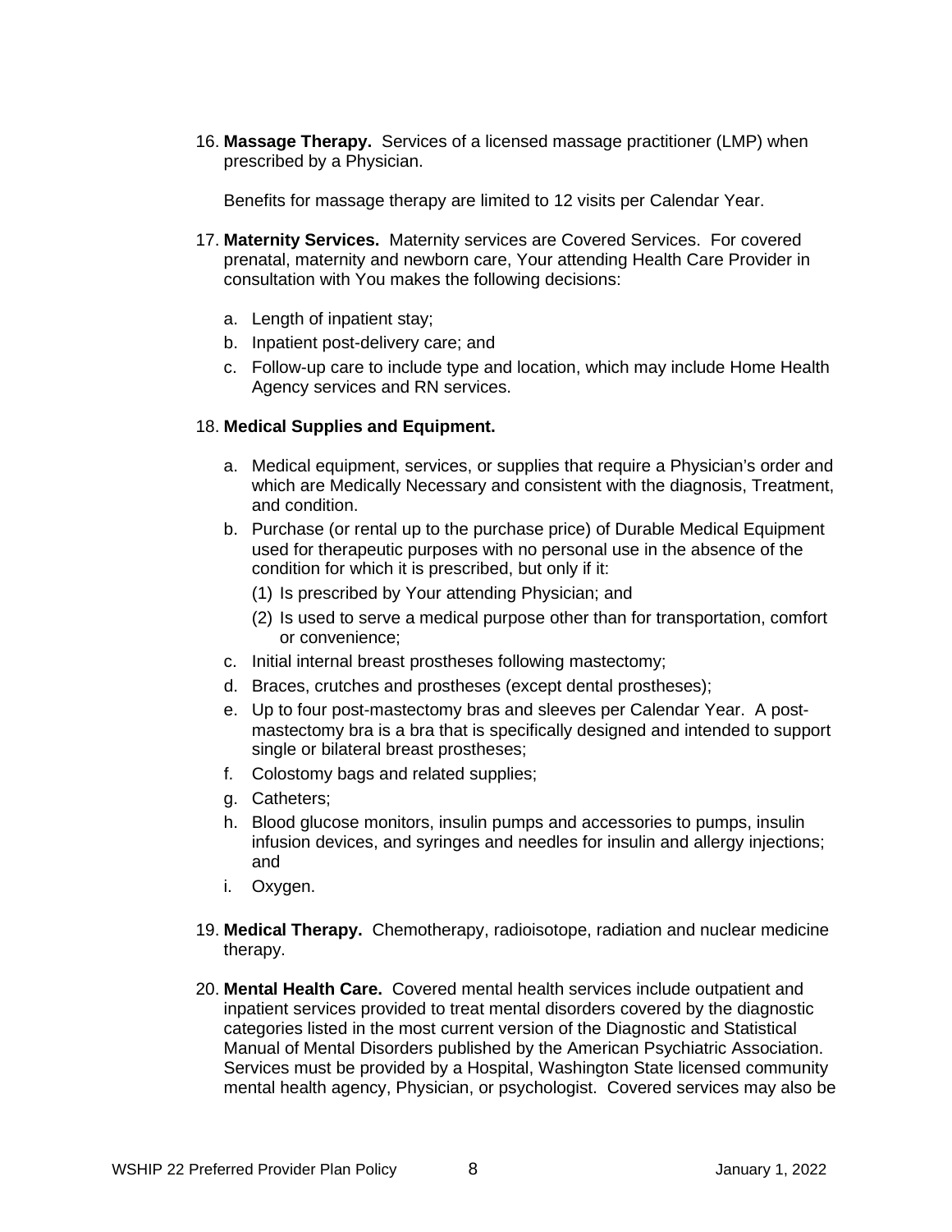16. **Massage Therapy.** Services of a licensed massage practitioner (LMP) when prescribed by a Physician.

    Benefits for massage therapy are limited to 12 visits per Calendar Year.

17. **Maternity Services.** Maternity services are Covered Services. For covered prenatal, maternity and newborn care, Your attending Health Care Provider in consultation with You makes the following decisions:

    a. Length of inpatient stay;
    b. Inpatient post-delivery care; and
    c. Follow-up care to include type and location, which may include Home Health Agency services and RN services.

18. **Medical Supplies and Equipment.**

    a. Medical equipment, services, or supplies that require a Physician's order and which are Medically Necessary and consistent with the diagnosis, Treatment, and condition.
    b. Purchase (or rental up to the purchase price) of Durable Medical Equipment used for therapeutic purposes with no personal use in the absence of the condition for which it is prescribed, but only if it:
       (1) Is prescribed by Your attending Physician; and
       (2) Is used to serve a medical purpose other than for transportation, comfort or convenience;
    c. Initial internal breast prostheses following mastectomy;
    d. Braces, crutches and prostheses (except dental prostheses);
    e. Up to four post-mastectomy bras and sleeves per Calendar Year. A post-mastectomy bra is a bra that is specifically designed and intended to support single or bilateral breast prostheses;
    f. Colostomy bags and related supplies;
    g. Catheters;
    h. Blood glucose monitors, insulin pumps and accessories to pumps, insulin infusion devices, and syringes and needles for insulin and allergy injections; and
    i. Oxygen.

19. **Medical Therapy.** Chemotherapy, radioisotope, radiation and nuclear medicine therapy.

20. **Mental Health Care.** Covered mental health services include outpatient and inpatient services provided to treat mental disorders covered by the diagnostic categories listed in the most current version of the Diagnostic and Statistical Manual of Mental Disorders published by the American Psychiatric Association. Services must be provided by a Hospital, Washington State licensed community mental health agency, Physician, or psychologist. Covered services may also be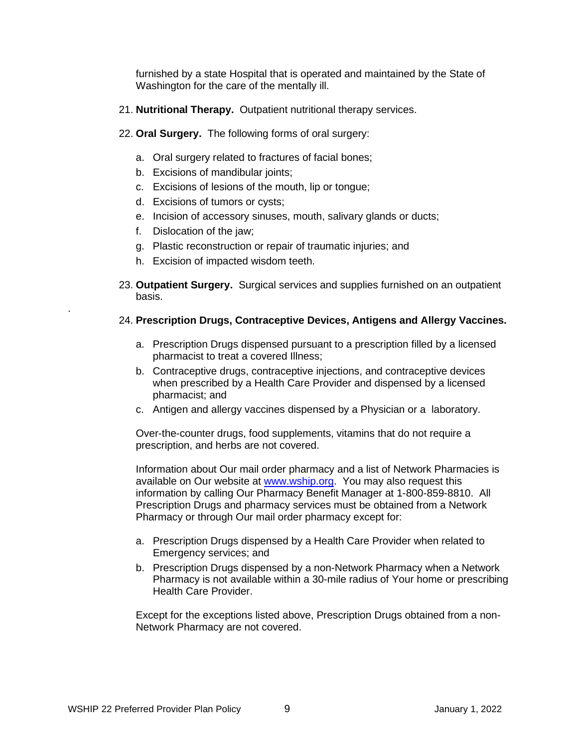furnished by a state Hospital that is operated and maintained by the State of Washington for the care of the mentally ill.

21. **Nutritional Therapy.** Outpatient nutritional therapy services.

22. **Oral Surgery.** The following forms of oral surgery:

    a. Oral surgery related to fractures of facial bones;
    b. Excisions of mandibular joints;
    c. Excisions of lesions of the mouth, lip or tongue;
    d. Excisions of tumors or cysts;
    e. Incision of accessory sinuses, mouth, salivary glands or ducts;
    f. Dislocation of the jaw;
    g. Plastic reconstruction or repair of traumatic injuries; and
    h. Excision of impacted wisdom teeth.

23. **Outpatient Surgery.** Surgical services and supplies furnished on an outpatient basis.

24. **Prescription Drugs, Contraceptive Devices, Antigens and Allergy Vaccines.**

    a. Prescription Drugs dispensed pursuant to a prescription filled by a licensed pharmacist to treat a covered Illness;
    b. Contraceptive drugs, contraceptive injections, and contraceptive devices when prescribed by a Health Care Provider and dispensed by a licensed pharmacist; and
    c. Antigen and allergy vaccines dispensed by a Physician or a laboratory.

    Over-the-counter drugs, food supplements, vitamins that do not require a prescription, and herbs are not covered.

    Information about Our mail order pharmacy and a list of Network Pharmacies is available on Our website at [www.wship.org](http://www.wship.org). You may also request this information by calling Our Pharmacy Benefit Manager at 1-800-859-8810. All Prescription Drugs and pharmacy services must be obtained from a Network Pharmacy or through Our mail order pharmacy except for:

    a. Prescription Drugs dispensed by a Health Care Provider when related to Emergency services; and
    b. Prescription Drugs dispensed by a non-Network Pharmacy when a Network Pharmacy is not available within a 30-mile radius of Your home or prescribing Health Care Provider.

    Except for the exceptions listed above, Prescription Drugs obtained from a non-Network Pharmacy are not covered.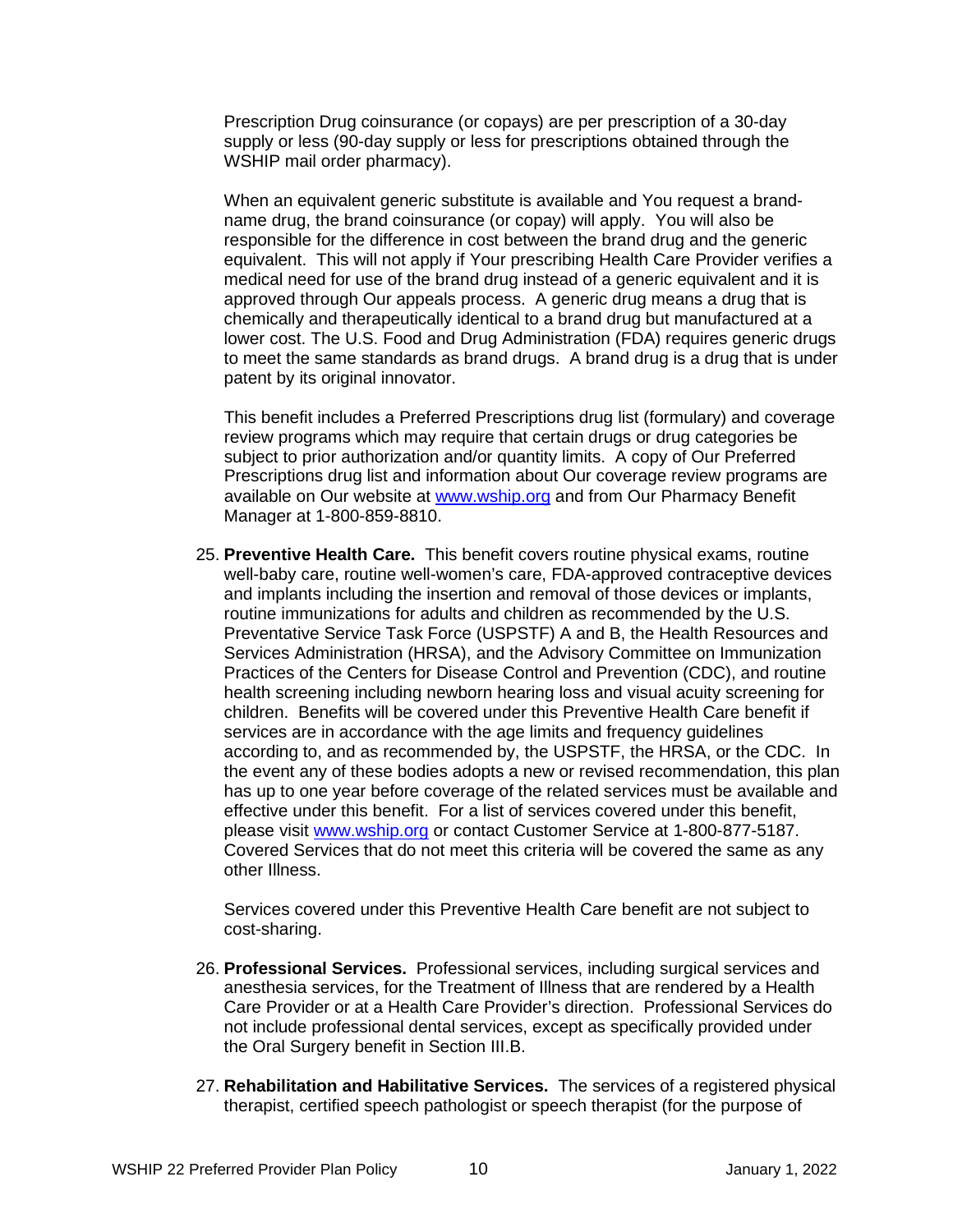Prescription Drug coinsurance (or copays) are per prescription of a 30-day supply or less (90-day supply or less for prescriptions obtained through the WSHIP mail order pharmacy).

When an equivalent generic substitute is available and You request a brand-name drug, the brand coinsurance (or copay) will apply. You will also be responsible for the difference in cost between the brand drug and the generic equivalent. This will not apply if Your prescribing Health Care Provider verifies a medical need for use of the brand drug instead of a generic equivalent and it is approved through Our appeals process. A generic drug means a drug that is chemically and therapeutically identical to a brand drug but manufactured at a lower cost. The U.S. Food and Drug Administration (FDA) requires generic drugs to meet the same standards as brand drugs. A brand drug is a drug that is under patent by its original innovator.

This benefit includes a Preferred Prescriptions drug list (formulary) and coverage review programs which may require that certain drugs or drug categories be subject to prior authorization and/or quantity limits. A copy of Our Preferred Prescriptions drug list and information about Our coverage review programs are available on Our website at [www.wship.org](http://www.wship.org) and from Our Pharmacy Benefit Manager at 1-800-859-8810.

25. **Preventive Health Care.** This benefit covers routine physical exams, routine well-baby care, routine well-women's care, FDA-approved contraceptive devices and implants including the insertion and removal of those devices or implants, routine immunizations for adults and children as recommended by the U.S. Preventative Service Task Force (USPSTF) A and B, the Health Resources and Services Administration (HRSA), and the Advisory Committee on Immunization Practices of the Centers for Disease Control and Prevention (CDC), and routine health screening including newborn hearing loss and visual acuity screening for children. Benefits will be covered under this Preventive Health Care benefit if services are in accordance with the age limits and frequency guidelines according to, and as recommended by, the USPSTF, the HRSA, or the CDC. In the event any of these bodies adopts a new or revised recommendation, this plan has up to one year before coverage of the related services must be available and effective under this benefit. For a list of services covered under this benefit, please visit [www.wship.org](http://www.wship.org) or contact Customer Service at 1-800-877-5187. Covered Services that do not meet this criteria will be covered the same as any other Illness.

    Services covered under this Preventive Health Care benefit are not subject to cost-sharing.

26. **Professional Services.** Professional services, including surgical services and anesthesia services, for the Treatment of Illness that are rendered by a Health Care Provider or at a Health Care Provider's direction. Professional Services do not include professional dental services, except as specifically provided under the Oral Surgery benefit in Section III.B.

27. **Rehabilitation and Habilitative Services.** The services of a registered physical therapist, certified speech pathologist or speech therapist (for the purpose of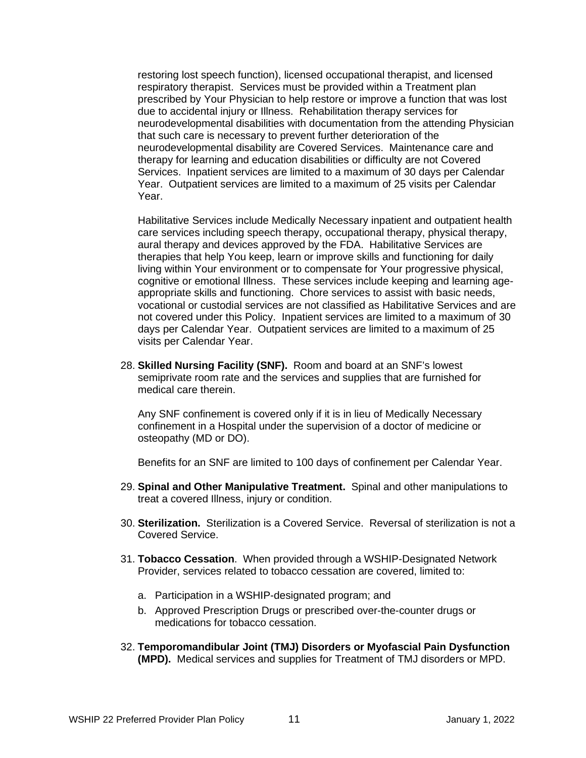restoring lost speech function), licensed occupational therapist, and licensed respiratory therapist. Services must be provided within a Treatment plan prescribed by Your Physician to help restore or improve a function that was lost due to accidental injury or Illness. Rehabilitation therapy services for neurodevelopmental disabilities with documentation from the attending Physician that such care is necessary to prevent further deterioration of the neurodevelopmental disability are Covered Services. Maintenance care and therapy for learning and education disabilities or difficulty are not Covered Services. Inpatient services are limited to a maximum of 30 days per Calendar Year. Outpatient services are limited to a maximum of 25 visits per Calendar Year.

Habilitative Services include Medically Necessary inpatient and outpatient health care services including speech therapy, occupational therapy, physical therapy, aural therapy and devices approved by the FDA. Habilitative Services are therapies that help You keep, learn or improve skills and functioning for daily living within Your environment or to compensate for Your progressive physical, cognitive or emotional Illness. These services include keeping and learning age-appropriate skills and functioning. Chore services to assist with basic needs, vocational or custodial services are not classified as Habilitative Services and are not covered under this Policy. Inpatient services are limited to a maximum of 30 days per Calendar Year. Outpatient services are limited to a maximum of 25 visits per Calendar Year.

28. **Skilled Nursing Facility (SNF).** Room and board at an SNF's lowest semiprivate room rate and the services and supplies that are furnished for medical care therein.

    Any SNF confinement is covered only if it is in lieu of Medically Necessary confinement in a Hospital under the supervision of a doctor of medicine or osteopathy (MD or DO).

    Benefits for an SNF are limited to 100 days of confinement per Calendar Year.

29. **Spinal and Other Manipulative Treatment.** Spinal and other manipulations to treat a covered Illness, injury or condition.

30. **Sterilization.** Sterilization is a Covered Service. Reversal of sterilization is not a Covered Service.

31. **Tobacco Cessation**. When provided through a WSHIP-Designated Network Provider, services related to tobacco cessation are covered, limited to:

    a. Participation in a WSHIP-designated program; and
    b. Approved Prescription Drugs or prescribed over-the-counter drugs or medications for tobacco cessation.

32. **Temporomandibular Joint (TMJ) Disorders or Myofascial Pain Dysfunction (MPD).** Medical services and supplies for Treatment of TMJ disorders or MPD.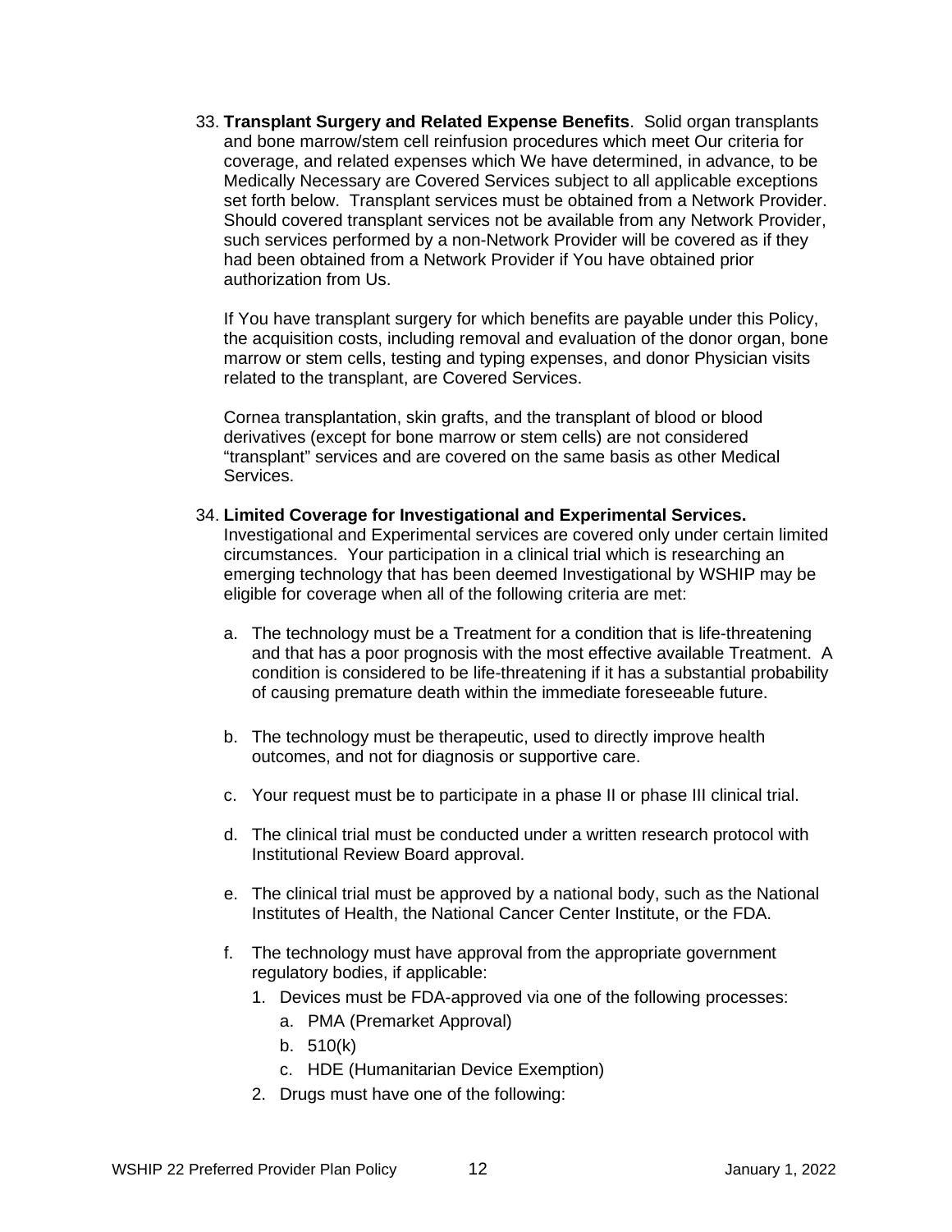33. **Transplant Surgery and Related Expense Benefits**. Solid organ transplants and bone marrow/stem cell reinfusion procedures which meet Our criteria for coverage, and related expenses which We have determined, in advance, to be Medically Necessary are Covered Services subject to all applicable exceptions set forth below. Transplant services must be obtained from a Network Provider. Should covered transplant services not be available from any Network Provider, such services performed by a non-Network Provider will be covered as if they had been obtained from a Network Provider if You have obtained prior authorization from Us.

    If You have transplant surgery for which benefits are payable under this Policy, the acquisition costs, including removal and evaluation of the donor organ, bone marrow or stem cells, testing and typing expenses, and donor Physician visits related to the transplant, are Covered Services.

    Cornea transplantation, skin grafts, and the transplant of blood or blood derivatives (except for bone marrow or stem cells) are not considered "transplant" services and are covered on the same basis as other Medical Services.

34. **Limited Coverage for Investigational and Experimental Services.** Investigational and Experimental services are covered only under certain limited circumstances. Your participation in a clinical trial which is researching an emerging technology that has been deemed Investigational by WSHIP may be eligible for coverage when all of the following criteria are met:

    a. The technology must be a Treatment for a condition that is life-threatening and that has a poor prognosis with the most effective available Treatment. A condition is considered to be life-threatening if it has a substantial probability of causing premature death within the immediate foreseeable future.

    b. The technology must be therapeutic, used to directly improve health outcomes, and not for diagnosis or supportive care.

    c. Your request must be to participate in a phase II or phase III clinical trial.

    d. The clinical trial must be conducted under a written research protocol with Institutional Review Board approval.

    e. The clinical trial must be approved by a national body, such as the National Institutes of Health, the National Cancer Center Institute, or the FDA.

    f. The technology must have approval from the appropriate government regulatory bodies, if applicable:
        1. Devices must be FDA-approved via one of the following processes:
            a. PMA (Premarket Approval)
            b. 510(k)
            c. HDE (Humanitarian Device Exemption)
        2. Drugs must have one of the following: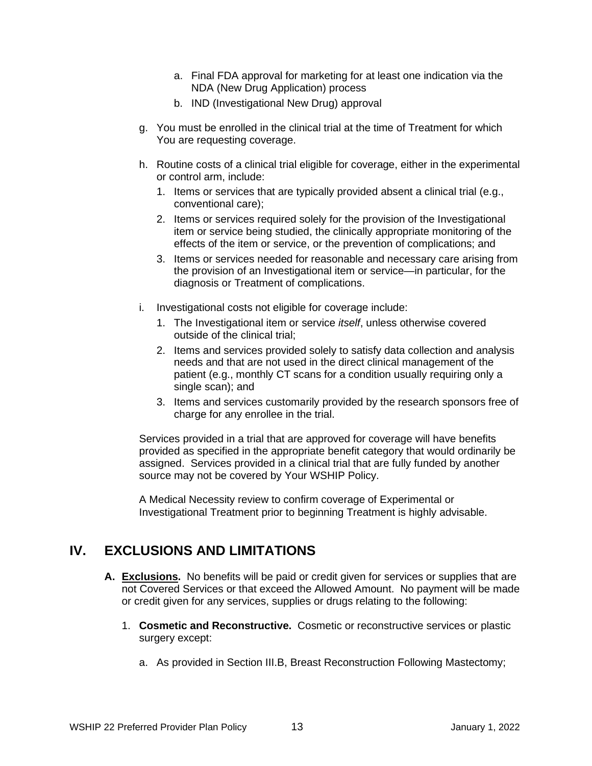a. Final FDA approval for marketing for at least one indication via the NDA (New Drug Application) process
b. IND (Investigational New Drug) approval

g. You must be enrolled in the clinical trial at the time of Treatment for which You are requesting coverage.

h. Routine costs of a clinical trial eligible for coverage, either in the experimental or control arm, include:
   1. Items or services that are typically provided absent a clinical trial (e.g., conventional care);
   2. Items or services required solely for the provision of the Investigational item or service being studied, the clinically appropriate monitoring of the effects of the item or service, or the prevention of complications; and
   3. Items or services needed for reasonable and necessary care arising from the provision of an Investigational item or service—in particular, for the diagnosis or Treatment of complications.

i. Investigational costs not eligible for coverage include:
   1. The Investigational item or service *itself*, unless otherwise covered outside of the clinical trial;
   2. Items and services provided solely to satisfy data collection and analysis needs and that are not used in the direct clinical management of the patient (e.g., monthly CT scans for a condition usually requiring only a single scan); and
   3. Items and services customarily provided by the research sponsors free of charge for any enrollee in the trial.

Services provided in a trial that are approved for coverage will have benefits provided as specified in the appropriate benefit category that would ordinarily be assigned. Services provided in a clinical trial that are fully funded by another source may not be covered by Your WSHIP Policy.

A Medical Necessity review to confirm coverage of Experimental or Investigational Treatment prior to beginning Treatment is highly advisable.

# IV. EXCLUSIONS AND LIMITATIONS

**A. Exclusions.** No benefits will be paid or credit given for services or supplies that are not Covered Services or that exceed the Allowed Amount. No payment will be made or credit given for any services, supplies or drugs relating to the following:

1. **Cosmetic and Reconstructive.** Cosmetic or reconstructive services or plastic surgery except:

   a. As provided in Section III.B, Breast Reconstruction Following Mastectomy;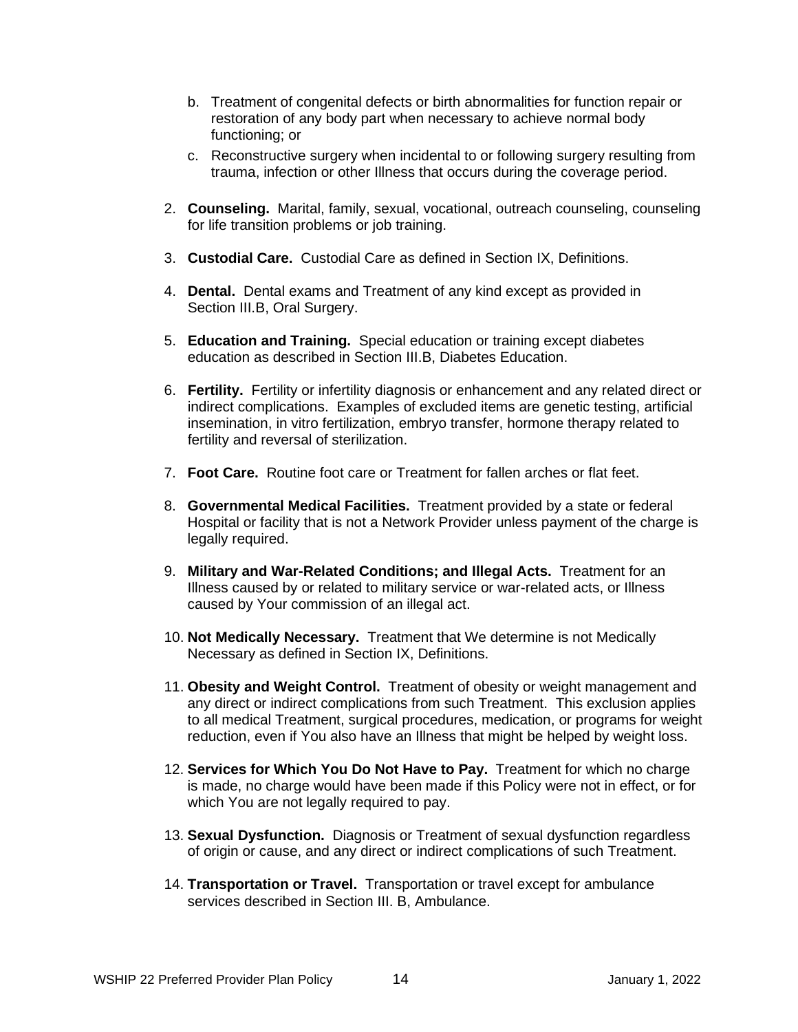b. Treatment of congenital defects or birth abnormalities for function repair or restoration of any body part when necessary to achieve normal body functioning; or

   c. Reconstructive surgery when incidental to or following surgery resulting from trauma, infection or other Illness that occurs during the coverage period.

2. **Counseling.** Marital, family, sexual, vocational, outreach counseling, counseling for life transition problems or job training.

3. **Custodial Care.** Custodial Care as defined in Section IX, Definitions.

4. **Dental.** Dental exams and Treatment of any kind except as provided in Section III.B, Oral Surgery.

5. **Education and Training.** Special education or training except diabetes education as described in Section III.B, Diabetes Education.

6. **Fertility.** Fertility or infertility diagnosis or enhancement and any related direct or indirect complications. Examples of excluded items are genetic testing, artificial insemination, in vitro fertilization, embryo transfer, hormone therapy related to fertility and reversal of sterilization.

7. **Foot Care.** Routine foot care or Treatment for fallen arches or flat feet.

8. **Governmental Medical Facilities.** Treatment provided by a state or federal Hospital or facility that is not a Network Provider unless payment of the charge is legally required.

9. **Military and War-Related Conditions; and Illegal Acts.** Treatment for an Illness caused by or related to military service or war-related acts, or Illness caused by Your commission of an illegal act.

10. **Not Medically Necessary.** Treatment that We determine is not Medically Necessary as defined in Section IX, Definitions.

11. **Obesity and Weight Control.** Treatment of obesity or weight management and any direct or indirect complications from such Treatment. This exclusion applies to all medical Treatment, surgical procedures, medication, or programs for weight reduction, even if You also have an Illness that might be helped by weight loss.

12. **Services for Which You Do Not Have to Pay.** Treatment for which no charge is made, no charge would have been made if this Policy were not in effect, or for which You are not legally required to pay.

13. **Sexual Dysfunction.** Diagnosis or Treatment of sexual dysfunction regardless of origin or cause, and any direct or indirect complications of such Treatment.

14. **Transportation or Travel.** Transportation or travel except for ambulance services described in Section III. B, Ambulance.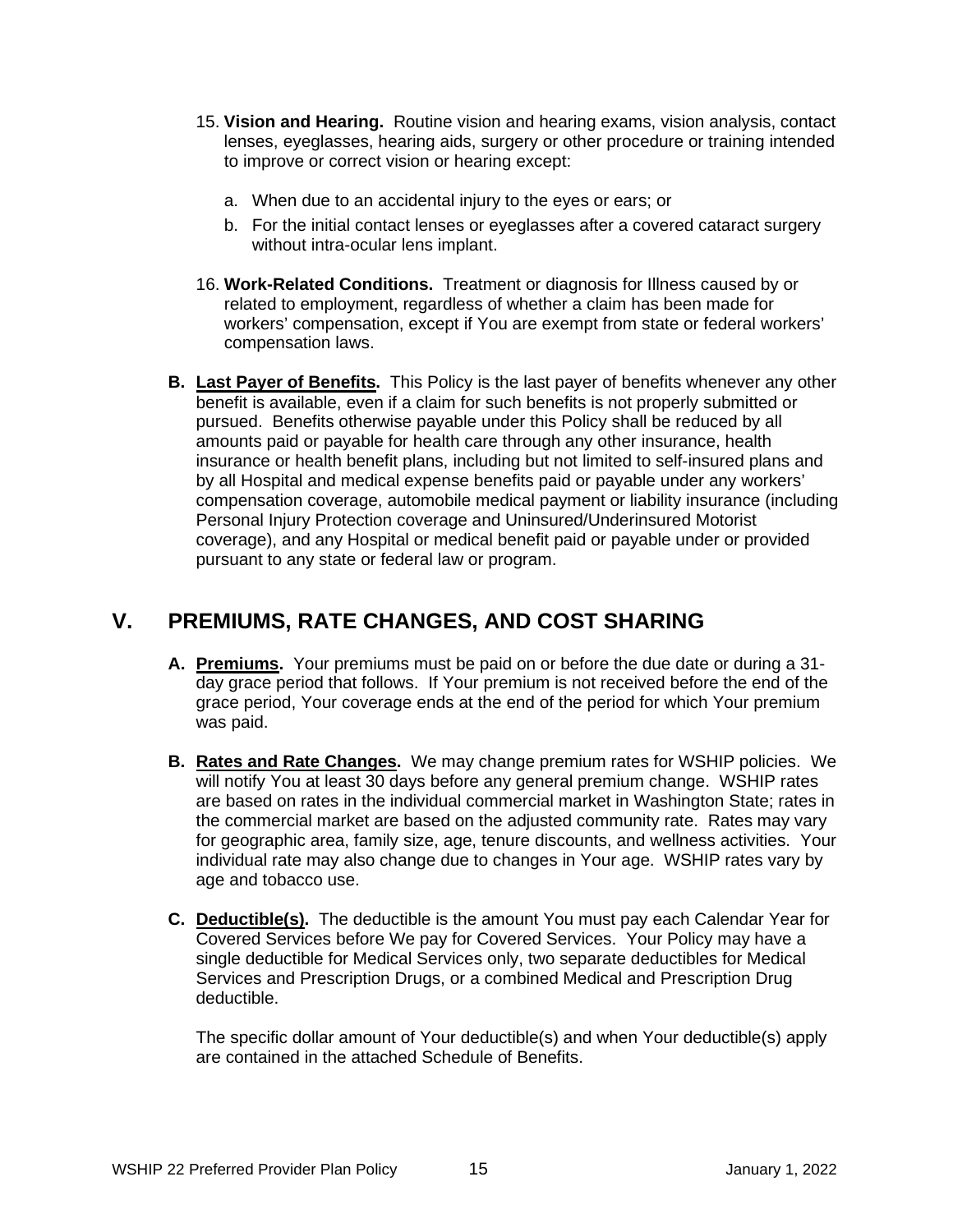15. **Vision and Hearing.** Routine vision and hearing exams, vision analysis, contact lenses, eyeglasses, hearing aids, surgery or other procedure or training intended to improve or correct vision or hearing except:

    a. When due to an accidental injury to the eyes or ears; or

    b. For the initial contact lenses or eyeglasses after a covered cataract surgery without intra-ocular lens implant.

16. **Work-Related Conditions.** Treatment or diagnosis for Illness caused by or related to employment, regardless of whether a claim has been made for workers' compensation, except if You are exempt from state or federal workers' compensation laws.

**B. Last Payer of Benefits.** This Policy is the last payer of benefits whenever any other benefit is available, even if a claim for such benefits is not properly submitted or pursued. Benefits otherwise payable under this Policy shall be reduced by all amounts paid or payable for health care through any other insurance, health insurance or health benefit plans, including but not limited to self-insured plans and by all Hospital and medical expense benefits paid or payable under any workers' compensation coverage, automobile medical payment or liability insurance (including Personal Injury Protection coverage and Uninsured/Underinsured Motorist coverage), and any Hospital or medical benefit paid or payable under or provided pursuant to any state or federal law or program.

# V. PREMIUMS, RATE CHANGES, AND COST SHARING

**A. Premiums.** Your premiums must be paid on or before the due date or during a 31-day grace period that follows. If Your premium is not received before the end of the grace period, Your coverage ends at the end of the period for which Your premium was paid.

**B. Rates and Rate Changes.** We may change premium rates for WSHIP policies. We will notify You at least 30 days before any general premium change. WSHIP rates are based on rates in the individual commercial market in Washington State; rates in the commercial market are based on the adjusted community rate. Rates may vary for geographic area, family size, age, tenure discounts, and wellness activities. Your individual rate may also change due to changes in Your age. WSHIP rates vary by age and tobacco use.

**C. Deductible(s).** The deductible is the amount You must pay each Calendar Year for Covered Services before We pay for Covered Services. Your Policy may have a single deductible for Medical Services only, two separate deductibles for Medical Services and Prescription Drugs, or a combined Medical and Prescription Drug deductible.

The specific dollar amount of Your deductible(s) and when Your deductible(s) apply are contained in the attached Schedule of Benefits.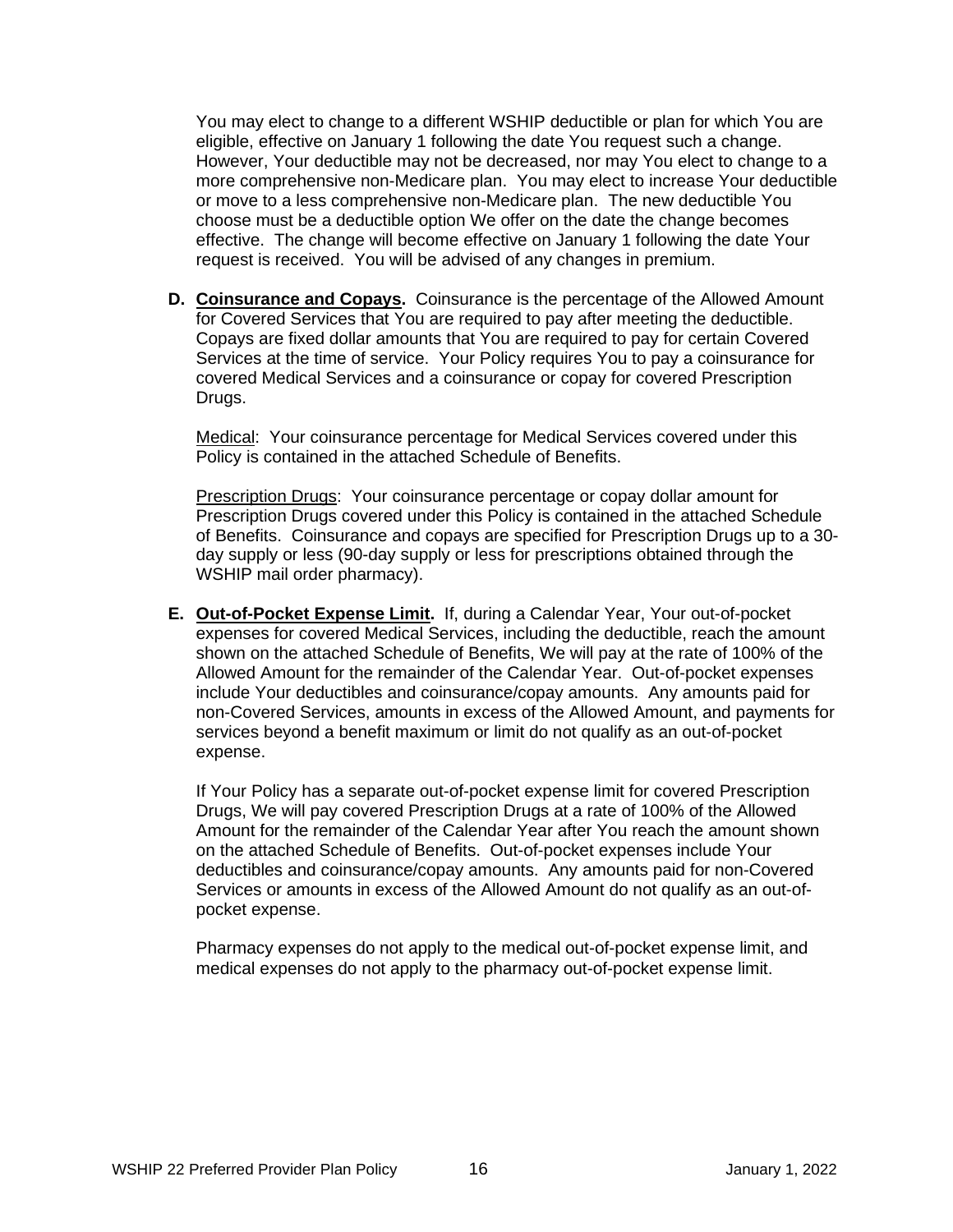You may elect to change to a different WSHIP deductible or plan for which You are eligible, effective on January 1 following the date You request such a change. However, Your deductible may not be decreased, nor may You elect to change to a more comprehensive non-Medicare plan. You may elect to increase Your deductible or move to a less comprehensive non-Medicare plan. The new deductible You choose must be a deductible option We offer on the date the change becomes effective. The change will become effective on January 1 following the date Your request is received. You will be advised of any changes in premium.

**D. Coinsurance and Copays.** Coinsurance is the percentage of the Allowed Amount for Covered Services that You are required to pay after meeting the deductible. Copays are fixed dollar amounts that You are required to pay for certain Covered Services at the time of service. Your Policy requires You to pay a coinsurance for covered Medical Services and a coinsurance or copay for covered Prescription Drugs.

Medical: Your coinsurance percentage for Medical Services covered under this Policy is contained in the attached Schedule of Benefits.

Prescription Drugs: Your coinsurance percentage or copay dollar amount for Prescription Drugs covered under this Policy is contained in the attached Schedule of Benefits. Coinsurance and copays are specified for Prescription Drugs up to a 30-day supply or less (90-day supply or less for prescriptions obtained through the WSHIP mail order pharmacy).

**E. Out-of-Pocket Expense Limit.** If, during a Calendar Year, Your out-of-pocket expenses for covered Medical Services, including the deductible, reach the amount shown on the attached Schedule of Benefits, We will pay at the rate of 100% of the Allowed Amount for the remainder of the Calendar Year. Out-of-pocket expenses include Your deductibles and coinsurance/copay amounts. Any amounts paid for non-Covered Services, amounts in excess of the Allowed Amount, and payments for services beyond a benefit maximum or limit do not qualify as an out-of-pocket expense.

If Your Policy has a separate out-of-pocket expense limit for covered Prescription Drugs, We will pay covered Prescription Drugs at a rate of 100% of the Allowed Amount for the remainder of the Calendar Year after You reach the amount shown on the attached Schedule of Benefits. Out-of-pocket expenses include Your deductibles and coinsurance/copay amounts. Any amounts paid for non-Covered Services or amounts in excess of the Allowed Amount do not qualify as an out-of-pocket expense.

Pharmacy expenses do not apply to the medical out-of-pocket expense limit, and medical expenses do not apply to the pharmacy out-of-pocket expense limit.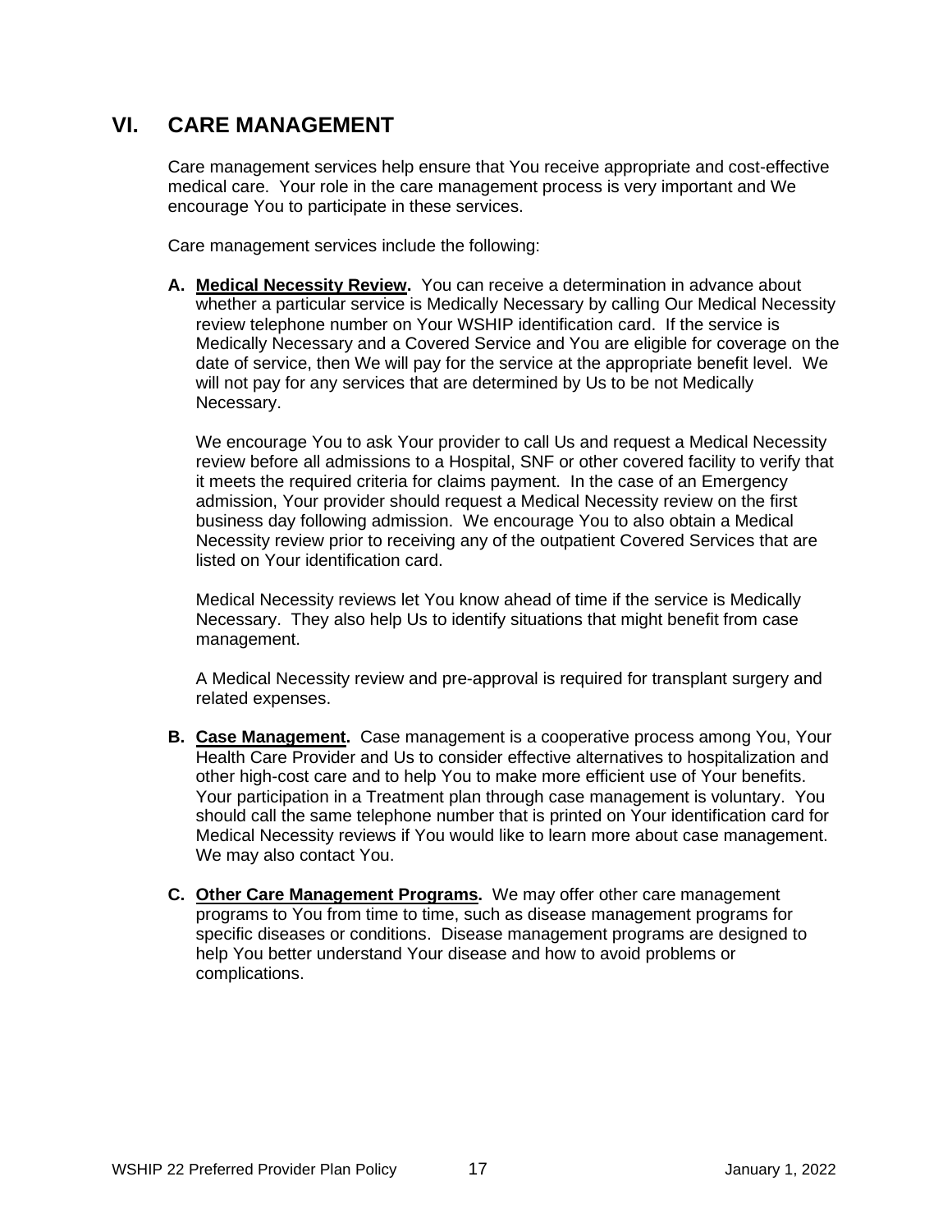# VI. CARE MANAGEMENT

Care management services help ensure that You receive appropriate and cost-effective medical care. Your role in the care management process is very important and We encourage You to participate in these services.

Care management services include the following:

**A. Medical Necessity Review.** You can receive a determination in advance about whether a particular service is Medically Necessary by calling Our Medical Necessity review telephone number on Your WSHIP identification card. If the service is Medically Necessary and a Covered Service and You are eligible for coverage on the date of service, then We will pay for the service at the appropriate benefit level. We will not pay for any services that are determined by Us to be not Medically Necessary.

We encourage You to ask Your provider to call Us and request a Medical Necessity review before all admissions to a Hospital, SNF or other covered facility to verify that it meets the required criteria for claims payment. In the case of an Emergency admission, Your provider should request a Medical Necessity review on the first business day following admission. We encourage You to also obtain a Medical Necessity review prior to receiving any of the outpatient Covered Services that are listed on Your identification card.

Medical Necessity reviews let You know ahead of time if the service is Medically Necessary. They also help Us to identify situations that might benefit from case management.

A Medical Necessity review and pre-approval is required for transplant surgery and related expenses.

**B. Case Management.** Case management is a cooperative process among You, Your Health Care Provider and Us to consider effective alternatives to hospitalization and other high-cost care and to help You to make more efficient use of Your benefits. Your participation in a Treatment plan through case management is voluntary. You should call the same telephone number that is printed on Your identification card for Medical Necessity reviews if You would like to learn more about case management. We may also contact You.

**C. Other Care Management Programs.** We may offer other care management programs to You from time to time, such as disease management programs for specific diseases or conditions. Disease management programs are designed to help You better understand Your disease and how to avoid problems or complications.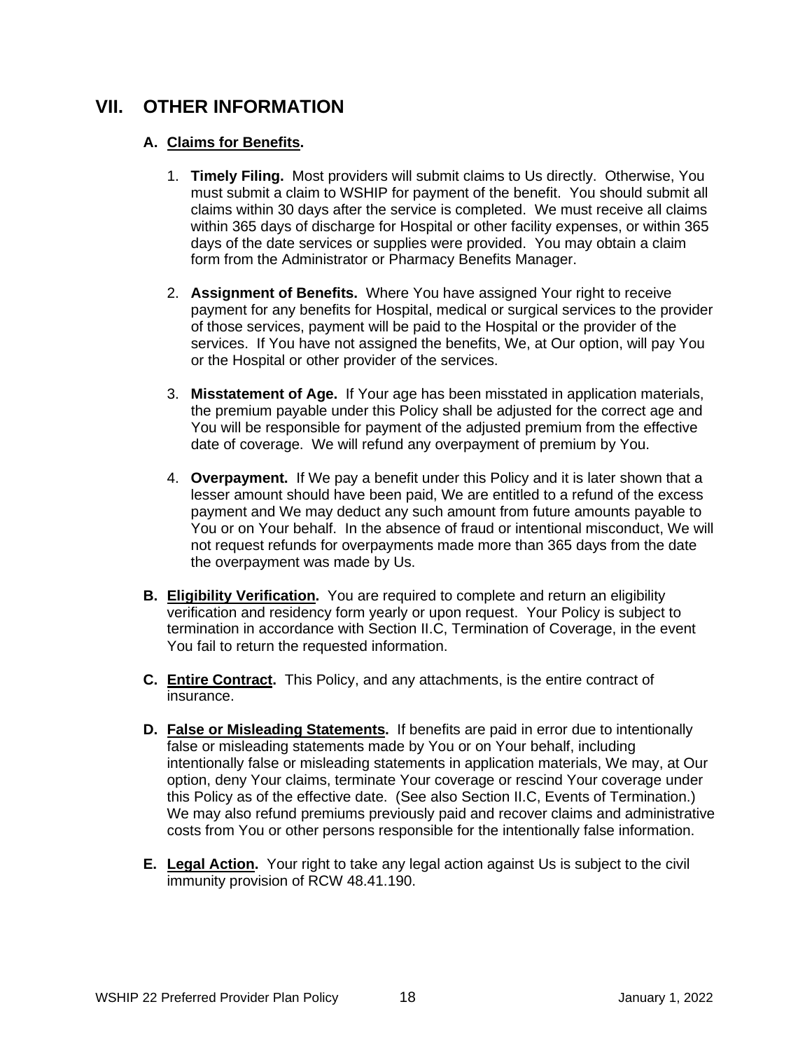## VII. OTHER INFORMATION

### A. Claims for Benefits.

1. **Timely Filing.** Most providers will submit claims to Us directly. Otherwise, You must submit a claim to WSHIP for payment of the benefit. You should submit all claims within 30 days after the service is completed. We must receive all claims within 365 days of discharge for Hospital or other facility expenses, or within 365 days of the date services or supplies were provided. You may obtain a claim form from the Administrator or Pharmacy Benefits Manager.

2. **Assignment of Benefits.** Where You have assigned Your right to receive payment for any benefits for Hospital, medical or surgical services to the provider of those services, payment will be paid to the Hospital or the provider of the services. If You have not assigned the benefits, We, at Our option, will pay You or the Hospital or other provider of the services.

3. **Misstatement of Age.** If Your age has been misstated in application materials, the premium payable under this Policy shall be adjusted for the correct age and You will be responsible for payment of the adjusted premium from the effective date of coverage. We will refund any overpayment of premium by You.

4. **Overpayment.** If We pay a benefit under this Policy and it is later shown that a lesser amount should have been paid, We are entitled to a refund of the excess payment and We may deduct any such amount from future amounts payable to You or on Your behalf. In the absence of fraud or intentional misconduct, We will not request refunds for overpayments made more than 365 days from the date the overpayment was made by Us.

**B. Eligibility Verification.** You are required to complete and return an eligibility verification and residency form yearly or upon request. Your Policy is subject to termination in accordance with Section II.C, Termination of Coverage, in the event You fail to return the requested information.

**C. Entire Contract.** This Policy, and any attachments, is the entire contract of insurance.

**D. False or Misleading Statements.** If benefits are paid in error due to intentionally false or misleading statements made by You or on Your behalf, including intentionally false or misleading statements in application materials, We may, at Our option, deny Your claims, terminate Your coverage or rescind Your coverage under this Policy as of the effective date. (See also Section II.C, Events of Termination.) We may also refund premiums previously paid and recover claims and administrative costs from You or other persons responsible for the intentionally false information.

**E. Legal Action.** Your right to take any legal action against Us is subject to the civil immunity provision of RCW 48.41.190.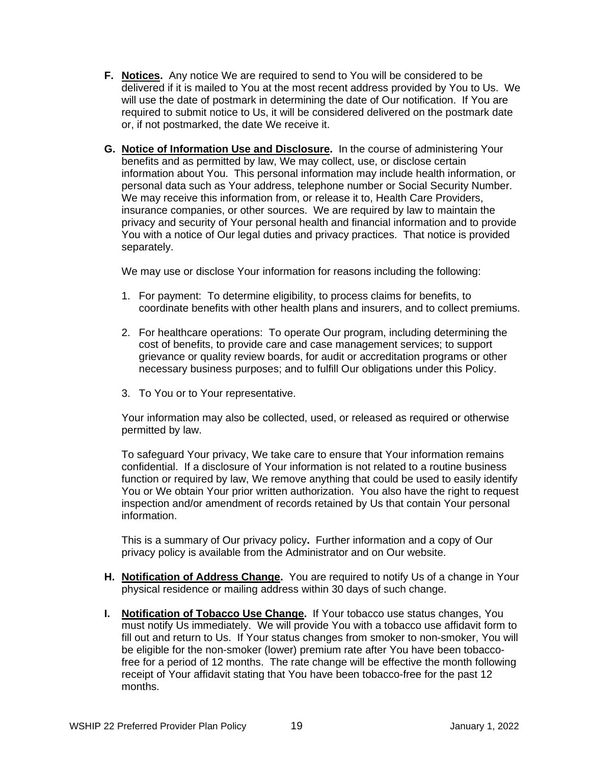**F. Notices.** Any notice We are required to send to You will be considered to be delivered if it is mailed to You at the most recent address provided by You to Us. We will use the date of postmark in determining the date of Our notification. If You are required to submit notice to Us, it will be considered delivered on the postmark date or, if not postmarked, the date We receive it.

**G. Notice of Information Use and Disclosure.** In the course of administering Your benefits and as permitted by law, We may collect, use, or disclose certain information about You. This personal information may include health information, or personal data such as Your address, telephone number or Social Security Number. We may receive this information from, or release it to, Health Care Providers, insurance companies, or other sources. We are required by law to maintain the privacy and security of Your personal health and financial information and to provide You with a notice of Our legal duties and privacy practices. That notice is provided separately.

We may use or disclose Your information for reasons including the following:

1. For payment: To determine eligibility, to process claims for benefits, to coordinate benefits with other health plans and insurers, and to collect premiums.

2. For healthcare operations: To operate Our program, including determining the cost of benefits, to provide care and case management services; to support grievance or quality review boards, for audit or accreditation programs or other necessary business purposes; and to fulfill Our obligations under this Policy.

3. To You or to Your representative.

Your information may also be collected, used, or released as required or otherwise permitted by law.

To safeguard Your privacy, We take care to ensure that Your information remains confidential. If a disclosure of Your information is not related to a routine business function or required by law, We remove anything that could be used to easily identify You or We obtain Your prior written authorization. You also have the right to request inspection and/or amendment of records retained by Us that contain Your personal information.

This is a summary of Our privacy policy**.** Further information and a copy of Our privacy policy is available from the Administrator and on Our website.

**H. Notification of Address Change.** You are required to notify Us of a change in Your physical residence or mailing address within 30 days of such change.

**I. Notification of Tobacco Use Change.** If Your tobacco use status changes, You must notify Us immediately. We will provide You with a tobacco use affidavit form to fill out and return to Us. If Your status changes from smoker to non-smoker, You will be eligible for the non-smoker (lower) premium rate after You have been tobacco-free for a period of 12 months. The rate change will be effective the month following receipt of Your affidavit stating that You have been tobacco-free for the past 12 months.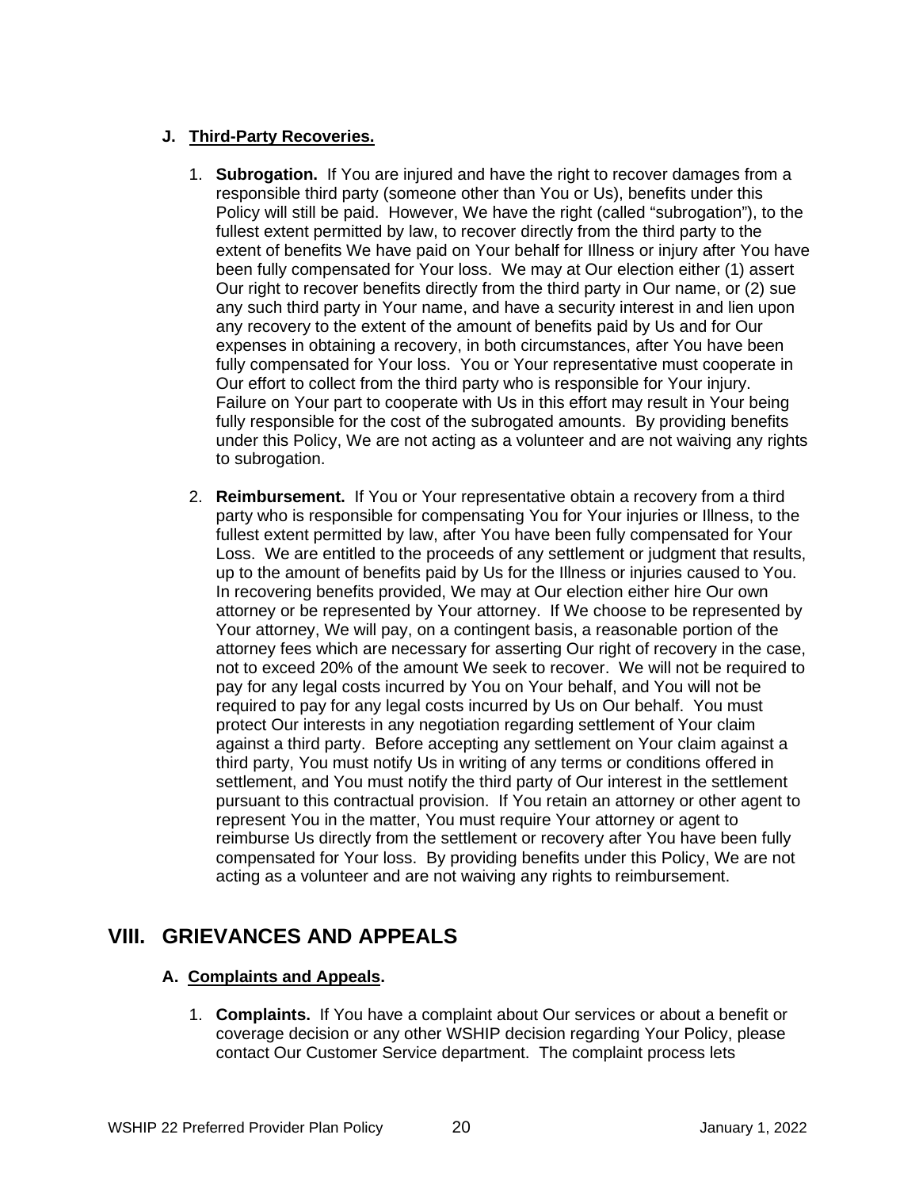### J. Third-Party Recoveries.

1. **Subrogation.** If You are injured and have the right to recover damages from a responsible third party (someone other than You or Us), benefits under this Policy will still be paid. However, We have the right (called "subrogation"), to the fullest extent permitted by law, to recover directly from the third party to the extent of benefits We have paid on Your behalf for Illness or injury after You have been fully compensated for Your loss. We may at Our election either (1) assert Our right to recover benefits directly from the third party in Our name, or (2) sue any such third party in Your name, and have a security interest in and lien upon any recovery to the extent of the amount of benefits paid by Us and for Our expenses in obtaining a recovery, in both circumstances, after You have been fully compensated for Your loss. You or Your representative must cooperate in Our effort to collect from the third party who is responsible for Your injury. Failure on Your part to cooperate with Us in this effort may result in Your being fully responsible for the cost of the subrogated amounts. By providing benefits under this Policy, We are not acting as a volunteer and are not waiving any rights to subrogation.

2. **Reimbursement.** If You or Your representative obtain a recovery from a third party who is responsible for compensating You for Your injuries or Illness, to the fullest extent permitted by law, after You have been fully compensated for Your Loss. We are entitled to the proceeds of any settlement or judgment that results, up to the amount of benefits paid by Us for the Illness or injuries caused to You. In recovering benefits provided, We may at Our election either hire Our own attorney or be represented by Your attorney. If We choose to be represented by Your attorney, We will pay, on a contingent basis, a reasonable portion of the attorney fees which are necessary for asserting Our right of recovery in the case, not to exceed 20% of the amount We seek to recover. We will not be required to pay for any legal costs incurred by You on Your behalf, and You will not be required to pay for any legal costs incurred by Us on Our behalf. You must protect Our interests in any negotiation regarding settlement of Your claim against a third party. Before accepting any settlement on Your claim against a third party, You must notify Us in writing of any terms or conditions offered in settlement, and You must notify the third party of Our interest in the settlement pursuant to this contractual provision. If You retain an attorney or other agent to represent You in the matter, You must require Your attorney or agent to reimburse Us directly from the settlement or recovery after You have been fully compensated for Your loss. By providing benefits under this Policy, We are not acting as a volunteer and are not waiving any rights to reimbursement.

## VIII. GRIEVANCES AND APPEALS

### A. Complaints and Appeals.

1. **Complaints.** If You have a complaint about Our services or about a benefit or coverage decision or any other WSHIP decision regarding Your Policy, please contact Our Customer Service department. The complaint process lets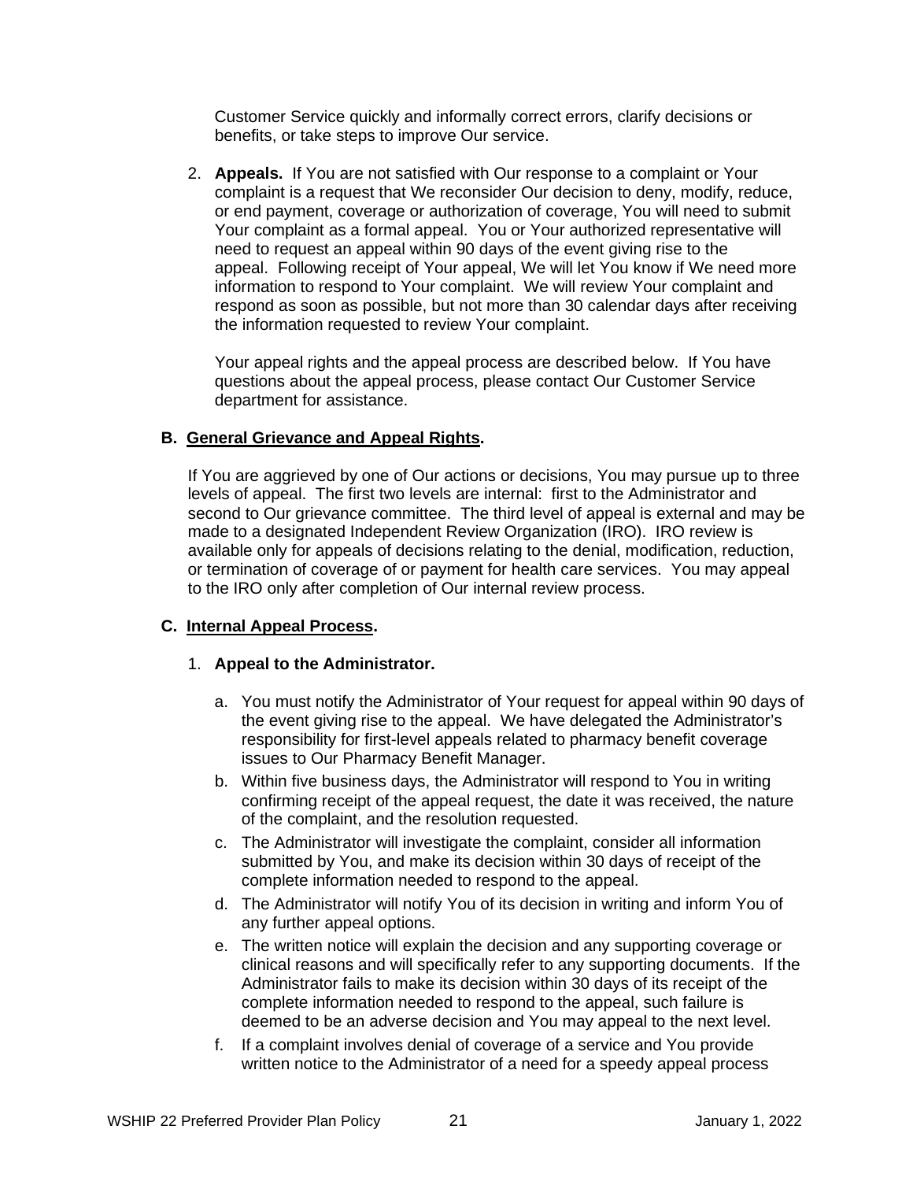Customer Service quickly and informally correct errors, clarify decisions or benefits, or take steps to improve Our service.

2. **Appeals.** If You are not satisfied with Our response to a complaint or Your complaint is a request that We reconsider Our decision to deny, modify, reduce, or end payment, coverage or authorization of coverage, You will need to submit Your complaint as a formal appeal. You or Your authorized representative will need to request an appeal within 90 days of the event giving rise to the appeal. Following receipt of Your appeal, We will let You know if We need more information to respond to Your complaint. We will review Your complaint and respond as soon as possible, but not more than 30 calendar days after receiving the information requested to review Your complaint.

   Your appeal rights and the appeal process are described below. If You have questions about the appeal process, please contact Our Customer Service department for assistance.

### B. General Grievance and Appeal Rights.

If You are aggrieved by one of Our actions or decisions, You may pursue up to three levels of appeal. The first two levels are internal: first to the Administrator and second to Our grievance committee. The third level of appeal is external and may be made to a designated Independent Review Organization (IRO). IRO review is available only for appeals of decisions relating to the denial, modification, reduction, or termination of coverage of or payment for health care services. You may appeal to the IRO only after completion of Our internal review process.

### C. Internal Appeal Process.

1. **Appeal to the Administrator.**

   a. You must notify the Administrator of Your request for appeal within 90 days of the event giving rise to the appeal. We have delegated the Administrator's responsibility for first-level appeals related to pharmacy benefit coverage issues to Our Pharmacy Benefit Manager.

   b. Within five business days, the Administrator will respond to You in writing confirming receipt of the appeal request, the date it was received, the nature of the complaint, and the resolution requested.

   c. The Administrator will investigate the complaint, consider all information submitted by You, and make its decision within 30 days of receipt of the complete information needed to respond to the appeal.

   d. The Administrator will notify You of its decision in writing and inform You of any further appeal options.

   e. The written notice will explain the decision and any supporting coverage or clinical reasons and will specifically refer to any supporting documents. If the Administrator fails to make its decision within 30 days of its receipt of the complete information needed to respond to the appeal, such failure is deemed to be an adverse decision and You may appeal to the next level.

   f. If a complaint involves denial of coverage of a service and You provide written notice to the Administrator of a need for a speedy appeal process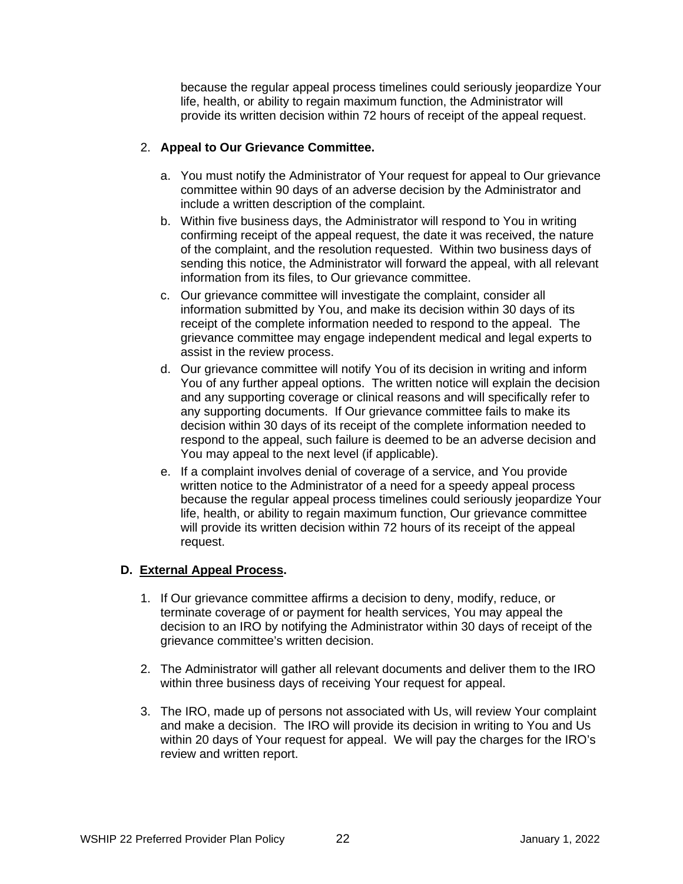because the regular appeal process timelines could seriously jeopardize Your life, health, or ability to regain maximum function, the Administrator will provide its written decision within 72 hours of receipt of the appeal request.

2. **Appeal to Our Grievance Committee.**

   a. You must notify the Administrator of Your request for appeal to Our grievance committee within 90 days of an adverse decision by the Administrator and include a written description of the complaint.

   b. Within five business days, the Administrator will respond to You in writing confirming receipt of the appeal request, the date it was received, the nature of the complaint, and the resolution requested. Within two business days of sending this notice, the Administrator will forward the appeal, with all relevant information from its files, to Our grievance committee.

   c. Our grievance committee will investigate the complaint, consider all information submitted by You, and make its decision within 30 days of its receipt of the complete information needed to respond to the appeal. The grievance committee may engage independent medical and legal experts to assist in the review process.

   d. Our grievance committee will notify You of its decision in writing and inform You of any further appeal options. The written notice will explain the decision and any supporting coverage or clinical reasons and will specifically refer to any supporting documents. If Our grievance committee fails to make its decision within 30 days of its receipt of the complete information needed to respond to the appeal, such failure is deemed to be an adverse decision and You may appeal to the next level (if applicable).

   e. If a complaint involves denial of coverage of a service, and You provide written notice to the Administrator of a need for a speedy appeal process because the regular appeal process timelines could seriously jeopardize Your life, health, or ability to regain maximum function, Our grievance committee will provide its written decision within 72 hours of its receipt of the appeal request.

**D. <u>External Appeal Process</u>.**

1. If Our grievance committee affirms a decision to deny, modify, reduce, or terminate coverage of or payment for health services, You may appeal the decision to an IRO by notifying the Administrator within 30 days of receipt of the grievance committee's written decision.

2. The Administrator will gather all relevant documents and deliver them to the IRO within three business days of receiving Your request for appeal.

3. The IRO, made up of persons not associated with Us, will review Your complaint and make a decision. The IRO will provide its decision in writing to You and Us within 20 days of Your request for appeal. We will pay the charges for the IRO's review and written report.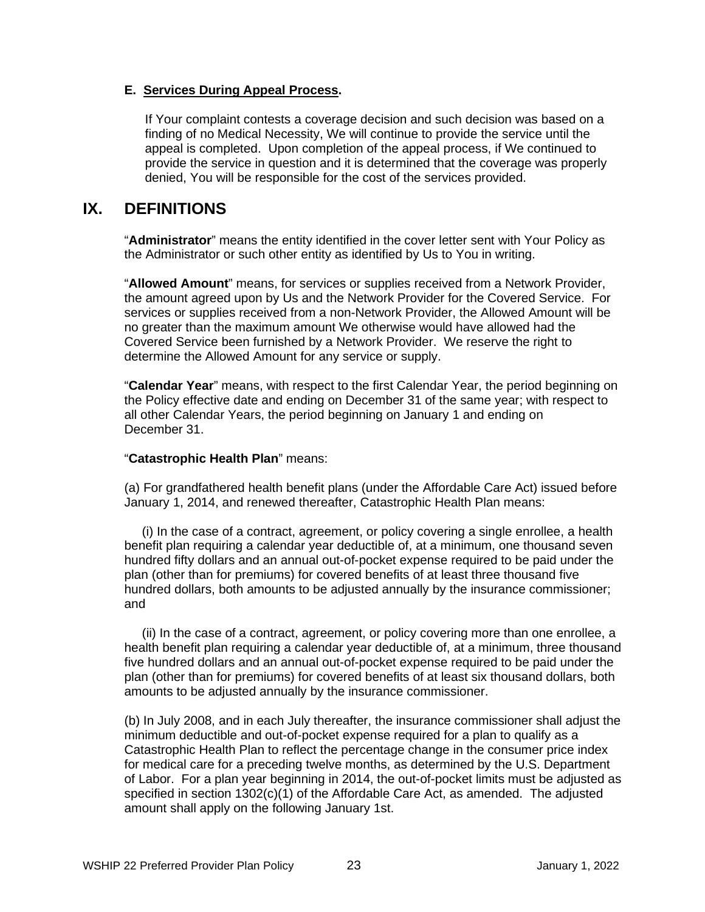### E. Services During Appeal Process.

If Your complaint contests a coverage decision and such decision was based on a finding of no Medical Necessity, We will continue to provide the service until the appeal is completed. Upon completion of the appeal process, if We continued to provide the service in question and it is determined that the coverage was properly denied, You will be responsible for the cost of the services provided.

# IX. DEFINITIONS

"**Administrator**" means the entity identified in the cover letter sent with Your Policy as the Administrator or such other entity as identified by Us to You in writing.

"**Allowed Amount**" means, for services or supplies received from a Network Provider, the amount agreed upon by Us and the Network Provider for the Covered Service. For services or supplies received from a non-Network Provider, the Allowed Amount will be no greater than the maximum amount We otherwise would have allowed had the Covered Service been furnished by a Network Provider. We reserve the right to determine the Allowed Amount for any service or supply.

"**Calendar Year**" means, with respect to the first Calendar Year, the period beginning on the Policy effective date and ending on December 31 of the same year; with respect to all other Calendar Years, the period beginning on January 1 and ending on December 31.

"**Catastrophic Health Plan**" means:

(a) For grandfathered health benefit plans (under the Affordable Care Act) issued before January 1, 2014, and renewed thereafter, Catastrophic Health Plan means:

(i) In the case of a contract, agreement, or policy covering a single enrollee, a health benefit plan requiring a calendar year deductible of, at a minimum, one thousand seven hundred fifty dollars and an annual out-of-pocket expense required to be paid under the plan (other than for premiums) for covered benefits of at least three thousand five hundred dollars, both amounts to be adjusted annually by the insurance commissioner; and

(ii) In the case of a contract, agreement, or policy covering more than one enrollee, a health benefit plan requiring a calendar year deductible of, at a minimum, three thousand five hundred dollars and an annual out-of-pocket expense required to be paid under the plan (other than for premiums) for covered benefits of at least six thousand dollars, both amounts to be adjusted annually by the insurance commissioner.

(b) In July 2008, and in each July thereafter, the insurance commissioner shall adjust the minimum deductible and out-of-pocket expense required for a plan to qualify as a Catastrophic Health Plan to reflect the percentage change in the consumer price index for medical care for a preceding twelve months, as determined by the U.S. Department of Labor. For a plan year beginning in 2014, the out-of-pocket limits must be adjusted as specified in section 1302(c)(1) of the Affordable Care Act, as amended. The adjusted amount shall apply on the following January 1st.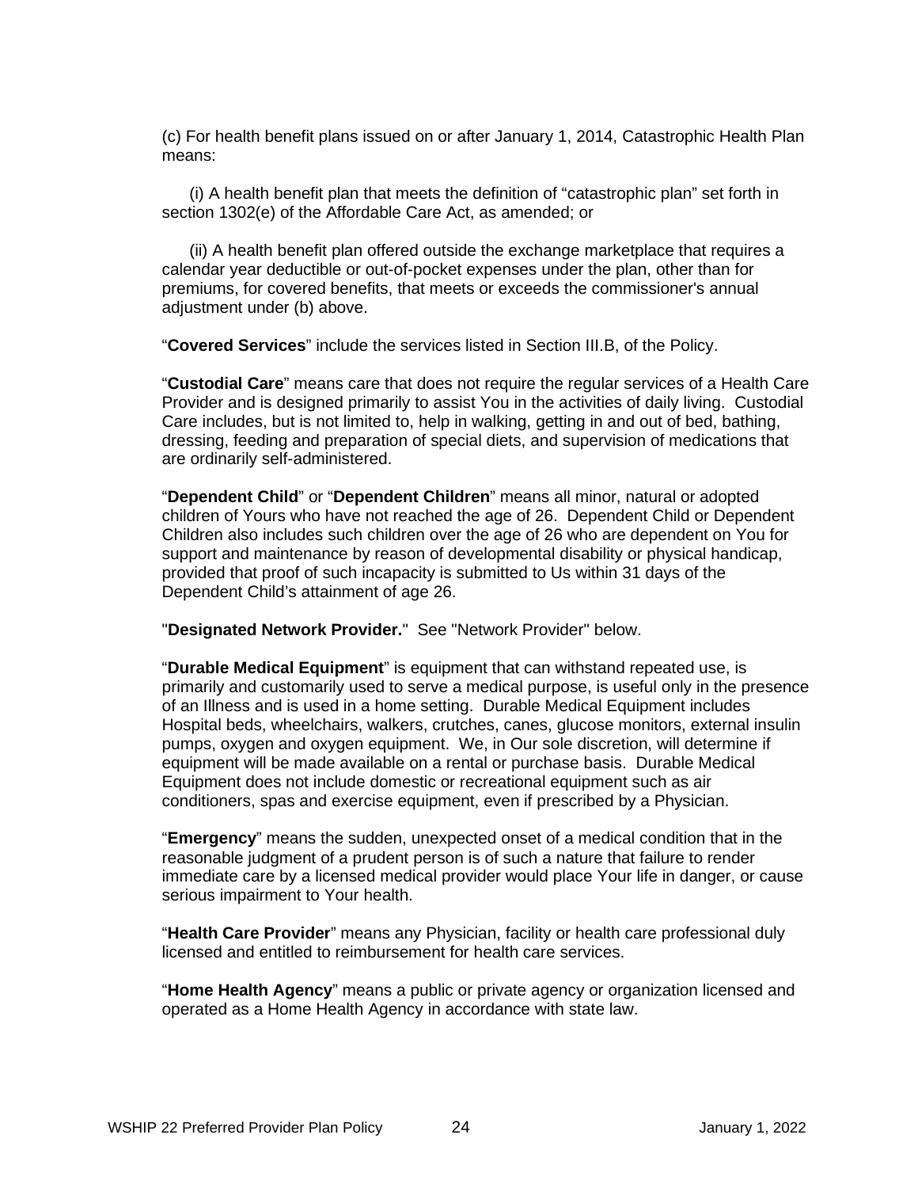(c) For health benefit plans issued on or after January 1, 2014, Catastrophic Health Plan means:

(i) A health benefit plan that meets the definition of "catastrophic plan" set forth in section 1302(e) of the Affordable Care Act, as amended; or

(ii) A health benefit plan offered outside the exchange marketplace that requires a calendar year deductible or out-of-pocket expenses under the plan, other than for premiums, for covered benefits, that meets or exceeds the commissioner's annual adjustment under (b) above.

"**Covered Services**" include the services listed in Section III.B, of the Policy.

"**Custodial Care**" means care that does not require the regular services of a Health Care Provider and is designed primarily to assist You in the activities of daily living. Custodial Care includes, but is not limited to, help in walking, getting in and out of bed, bathing, dressing, feeding and preparation of special diets, and supervision of medications that are ordinarily self-administered.

"**Dependent Child**" or "**Dependent Children**" means all minor, natural or adopted children of Yours who have not reached the age of 26. Dependent Child or Dependent Children also includes such children over the age of 26 who are dependent on You for support and maintenance by reason of developmental disability or physical handicap, provided that proof of such incapacity is submitted to Us within 31 days of the Dependent Child's attainment of age 26.

"**Designated Network Provider.**" See "Network Provider" below.

"**Durable Medical Equipment**" is equipment that can withstand repeated use, is primarily and customarily used to serve a medical purpose, is useful only in the presence of an Illness and is used in a home setting. Durable Medical Equipment includes Hospital beds, wheelchairs, walkers, crutches, canes, glucose monitors, external insulin pumps, oxygen and oxygen equipment. We, in Our sole discretion, will determine if equipment will be made available on a rental or purchase basis. Durable Medical Equipment does not include domestic or recreational equipment such as air conditioners, spas and exercise equipment, even if prescribed by a Physician.

"**Emergency**" means the sudden, unexpected onset of a medical condition that in the reasonable judgment of a prudent person is of such a nature that failure to render immediate care by a licensed medical provider would place Your life in danger, or cause serious impairment to Your health.

"**Health Care Provider**" means any Physician, facility or health care professional duly licensed and entitled to reimbursement for health care services.

"**Home Health Agency**" means a public or private agency or organization licensed and operated as a Home Health Agency in accordance with state law.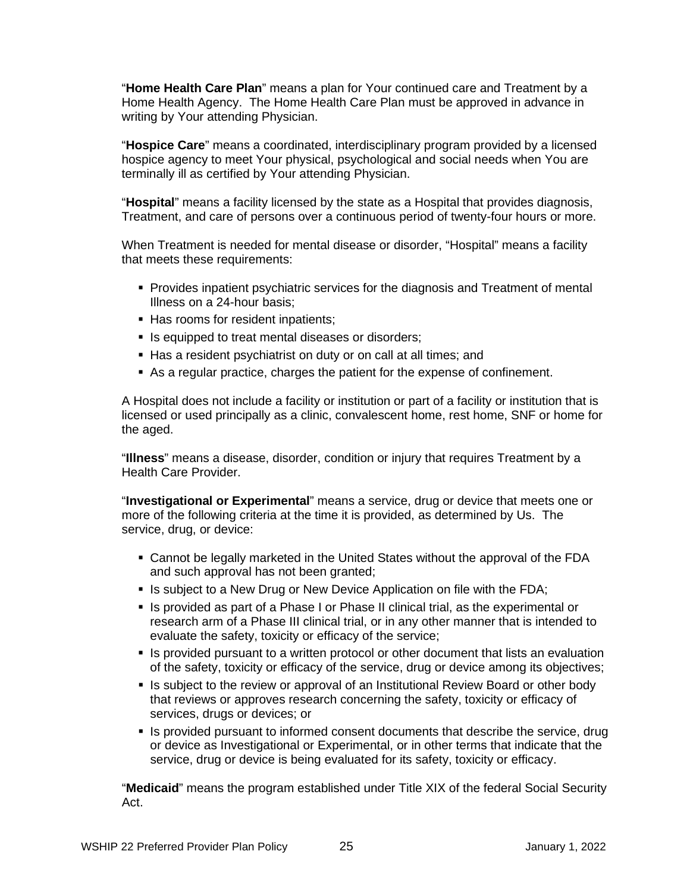"**Home Health Care Plan**" means a plan for Your continued care and Treatment by a Home Health Agency. The Home Health Care Plan must be approved in advance in writing by Your attending Physician.

"**Hospice Care**" means a coordinated, interdisciplinary program provided by a licensed hospice agency to meet Your physical, psychological and social needs when You are terminally ill as certified by Your attending Physician.

"**Hospital**" means a facility licensed by the state as a Hospital that provides diagnosis, Treatment, and care of persons over a continuous period of twenty-four hours or more.

When Treatment is needed for mental disease or disorder, "Hospital" means a facility that meets these requirements:

- Provides inpatient psychiatric services for the diagnosis and Treatment of mental Illness on a 24-hour basis;
- Has rooms for resident inpatients;
- Is equipped to treat mental diseases or disorders;
- Has a resident psychiatrist on duty or on call at all times; and
- As a regular practice, charges the patient for the expense of confinement.

A Hospital does not include a facility or institution or part of a facility or institution that is licensed or used principally as a clinic, convalescent home, rest home, SNF or home for the aged.

"**Illness**" means a disease, disorder, condition or injury that requires Treatment by a Health Care Provider.

"**Investigational or Experimental**" means a service, drug or device that meets one or more of the following criteria at the time it is provided, as determined by Us. The service, drug, or device:

- Cannot be legally marketed in the United States without the approval of the FDA and such approval has not been granted;
- Is subject to a New Drug or New Device Application on file with the FDA;
- Is provided as part of a Phase I or Phase II clinical trial, as the experimental or research arm of a Phase III clinical trial, or in any other manner that is intended to evaluate the safety, toxicity or efficacy of the service;
- Is provided pursuant to a written protocol or other document that lists an evaluation of the safety, toxicity or efficacy of the service, drug or device among its objectives;
- Is subject to the review or approval of an Institutional Review Board or other body that reviews or approves research concerning the safety, toxicity or efficacy of services, drugs or devices; or
- Is provided pursuant to informed consent documents that describe the service, drug or device as Investigational or Experimental, or in other terms that indicate that the service, drug or device is being evaluated for its safety, toxicity or efficacy.

"**Medicaid**" means the program established under Title XIX of the federal Social Security Act.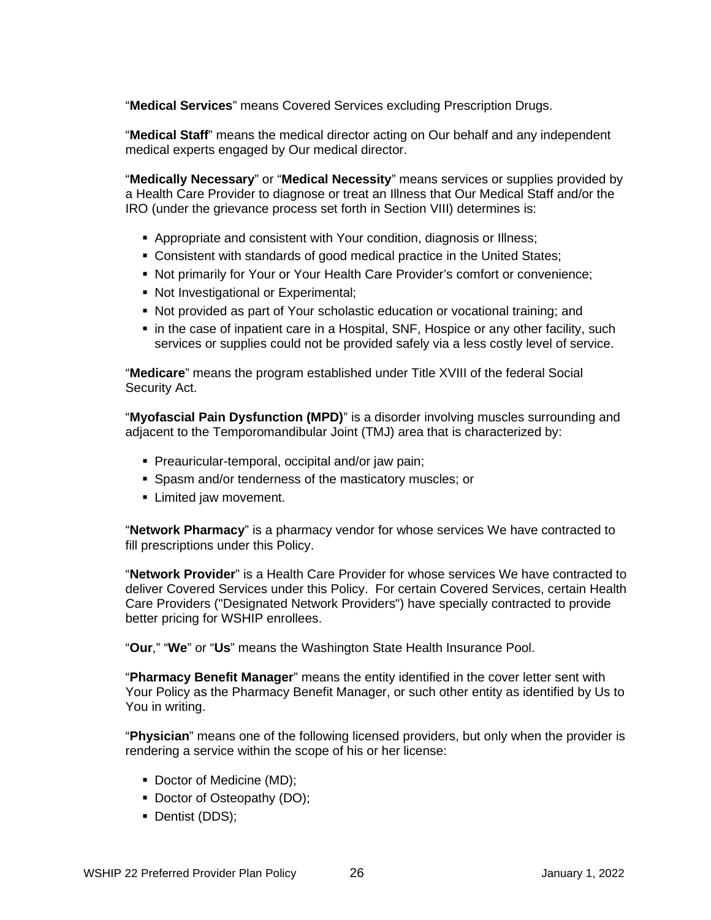"**Medical Services**" means Covered Services excluding Prescription Drugs.

"**Medical Staff**" means the medical director acting on Our behalf and any independent medical experts engaged by Our medical director.

"**Medically Necessary**" or "**Medical Necessity**" means services or supplies provided by a Health Care Provider to diagnose or treat an Illness that Our Medical Staff and/or the IRO (under the grievance process set forth in Section VIII) determines is:

- Appropriate and consistent with Your condition, diagnosis or Illness;
- Consistent with standards of good medical practice in the United States;
- Not primarily for Your or Your Health Care Provider's comfort or convenience;
- Not Investigational or Experimental;
- Not provided as part of Your scholastic education or vocational training; and
- in the case of inpatient care in a Hospital, SNF, Hospice or any other facility, such services or supplies could not be provided safely via a less costly level of service.

"**Medicare**" means the program established under Title XVIII of the federal Social Security Act.

"**Myofascial Pain Dysfunction (MPD)**" is a disorder involving muscles surrounding and adjacent to the Temporomandibular Joint (TMJ) area that is characterized by:

- Preauricular-temporal, occipital and/or jaw pain;
- Spasm and/or tenderness of the masticatory muscles; or
- Limited jaw movement.

"**Network Pharmacy**" is a pharmacy vendor for whose services We have contracted to fill prescriptions under this Policy.

"**Network Provider**" is a Health Care Provider for whose services We have contracted to deliver Covered Services under this Policy. For certain Covered Services, certain Health Care Providers ("Designated Network Providers") have specially contracted to provide better pricing for WSHIP enrollees.

"**Our**," "**We**" or "**Us**" means the Washington State Health Insurance Pool.

"**Pharmacy Benefit Manager**" means the entity identified in the cover letter sent with Your Policy as the Pharmacy Benefit Manager, or such other entity as identified by Us to You in writing.

"**Physician**" means one of the following licensed providers, but only when the provider is rendering a service within the scope of his or her license:

- Doctor of Medicine (MD);
- Doctor of Osteopathy (DO);
- Dentist (DDS);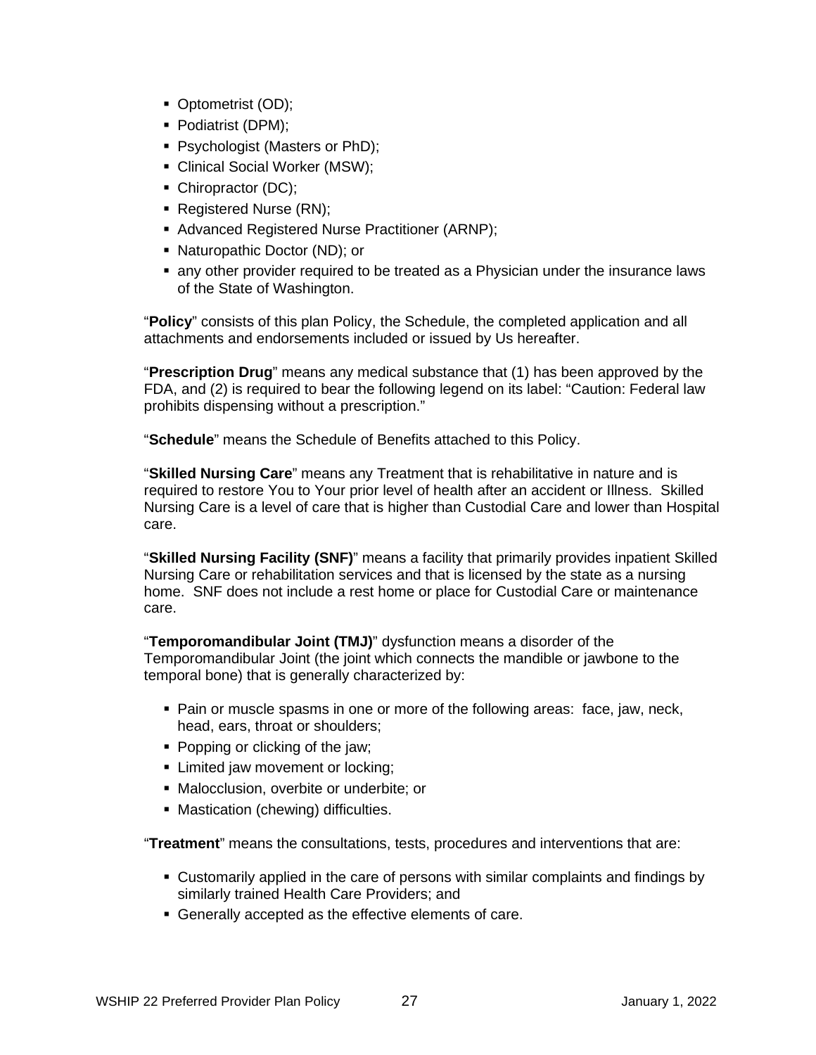- Optometrist (OD);
- Podiatrist (DPM);
- Psychologist (Masters or PhD);
- Clinical Social Worker (MSW);
- Chiropractor (DC);
- Registered Nurse (RN);
- Advanced Registered Nurse Practitioner (ARNP);
- Naturopathic Doctor (ND); or
- any other provider required to be treated as a Physician under the insurance laws of the State of Washington.

"**Policy**" consists of this plan Policy, the Schedule, the completed application and all attachments and endorsements included or issued by Us hereafter.

"**Prescription Drug**" means any medical substance that (1) has been approved by the FDA, and (2) is required to bear the following legend on its label: "Caution: Federal law prohibits dispensing without a prescription."

"**Schedule**" means the Schedule of Benefits attached to this Policy.

"**Skilled Nursing Care**" means any Treatment that is rehabilitative in nature and is required to restore You to Your prior level of health after an accident or Illness. Skilled Nursing Care is a level of care that is higher than Custodial Care and lower than Hospital care.

"**Skilled Nursing Facility (SNF)**" means a facility that primarily provides inpatient Skilled Nursing Care or rehabilitation services and that is licensed by the state as a nursing home. SNF does not include a rest home or place for Custodial Care or maintenance care.

"**Temporomandibular Joint (TMJ)**" dysfunction means a disorder of the Temporomandibular Joint (the joint which connects the mandible or jawbone to the temporal bone) that is generally characterized by:

- Pain or muscle spasms in one or more of the following areas: face, jaw, neck, head, ears, throat or shoulders;
- Popping or clicking of the jaw;
- Limited jaw movement or locking;
- Malocclusion, overbite or underbite; or
- Mastication (chewing) difficulties.

"**Treatment**" means the consultations, tests, procedures and interventions that are:

- Customarily applied in the care of persons with similar complaints and findings by similarly trained Health Care Providers; and
- Generally accepted as the effective elements of care.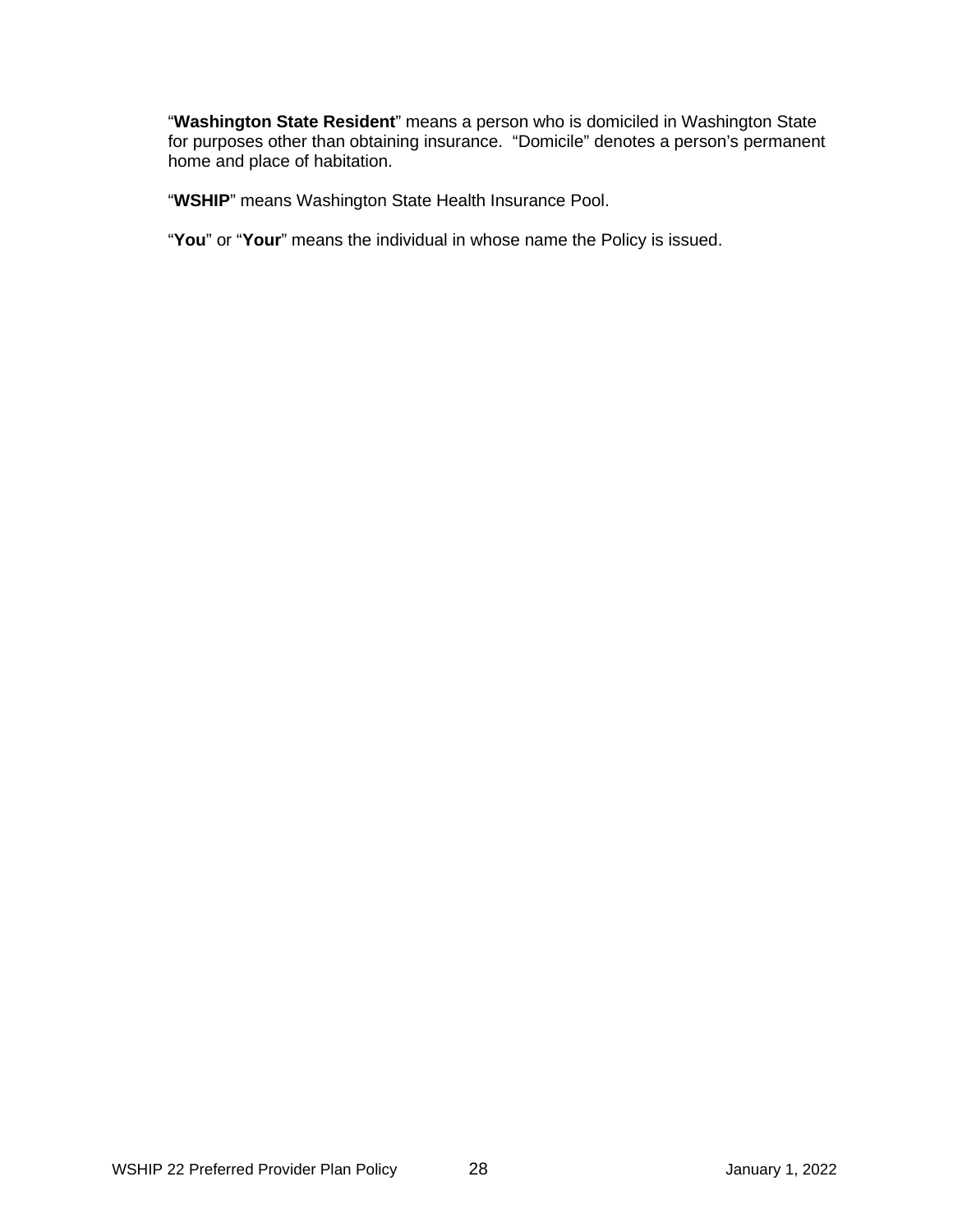"**Washington State Resident**" means a person who is domiciled in Washington State for purposes other than obtaining insurance. "Domicile" denotes a person's permanent home and place of habitation.

"**WSHIP**" means Washington State Health Insurance Pool.

"**You**" or "**Your**" means the individual in whose name the Policy is issued.